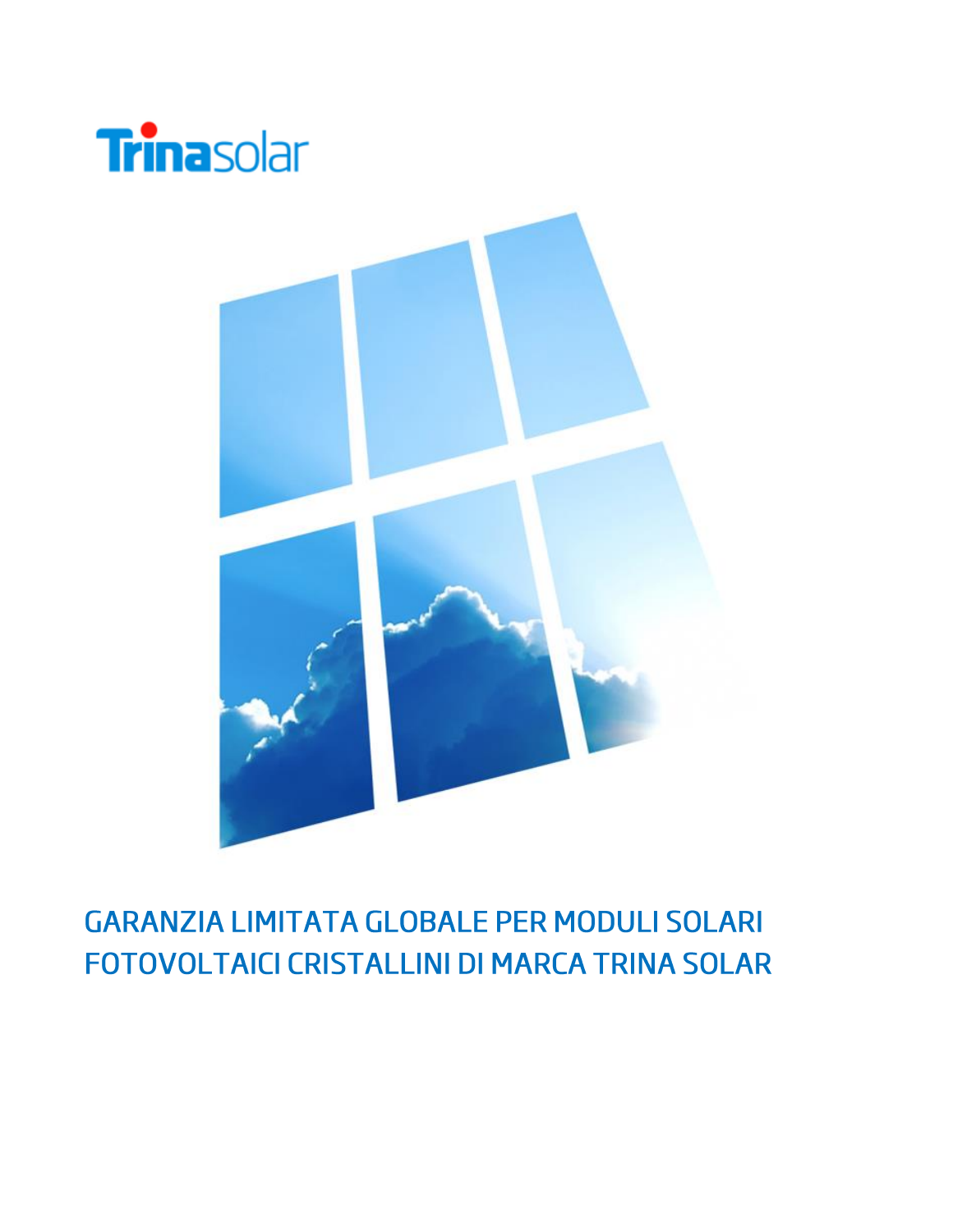Trinasolar

# GARANZIA LIMITATA GLOBALE PER MODULI SOLARI FOTOVOLTAICI CRISTALLINI DI MARCA TRINA SOLAR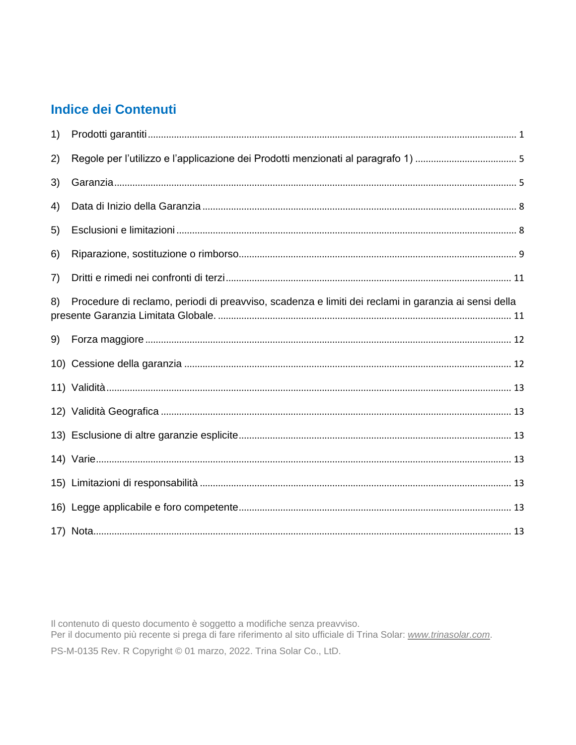## Indice dei Contenuti

1) Prodotti garantiti ..... 1

2) Regole per l'utilizzo e l'applicazione dei Prodotti menzionati al paragrafo 1) ..... 5

3) Garanzia ..... 5

4) Data di Inizio della Garanzia ..... 8

5) Esclusioni e limitazioni ..... 8

6) Riparazione, sostituzione o rimborso ..... 9

7) Dritti e rimedi nei confronti di terzi ..... 11

8) Procedure di reclamo, periodi di preavviso, scadenza e limiti dei reclami in garanzia ai sensi della presente Garanzia Limitata Globale. ..... 11

9) Forza maggiore ..... 12

10) Cessione della garanzia ..... 12

11) Validità ..... 13

12) Validità Geografica ..... 13

13) Esclusione di altre garanzie esplicite ..... 13

14) Varie ..... 13

15) Limitazioni di responsabilità ..... 13

16) Legge applicabile e foro competente ..... 13

17) Nota ..... 13

Il contenuto di questo documento è soggetto a modifiche senza preavviso.
Per il documento più recente si prega di fare riferimento al sito ufficiale di Trina Solar: *www.trinasolar.com*.

PS-M-0135 Rev. R Copyright © 01 marzo, 2022. Trina Solar Co., LtD.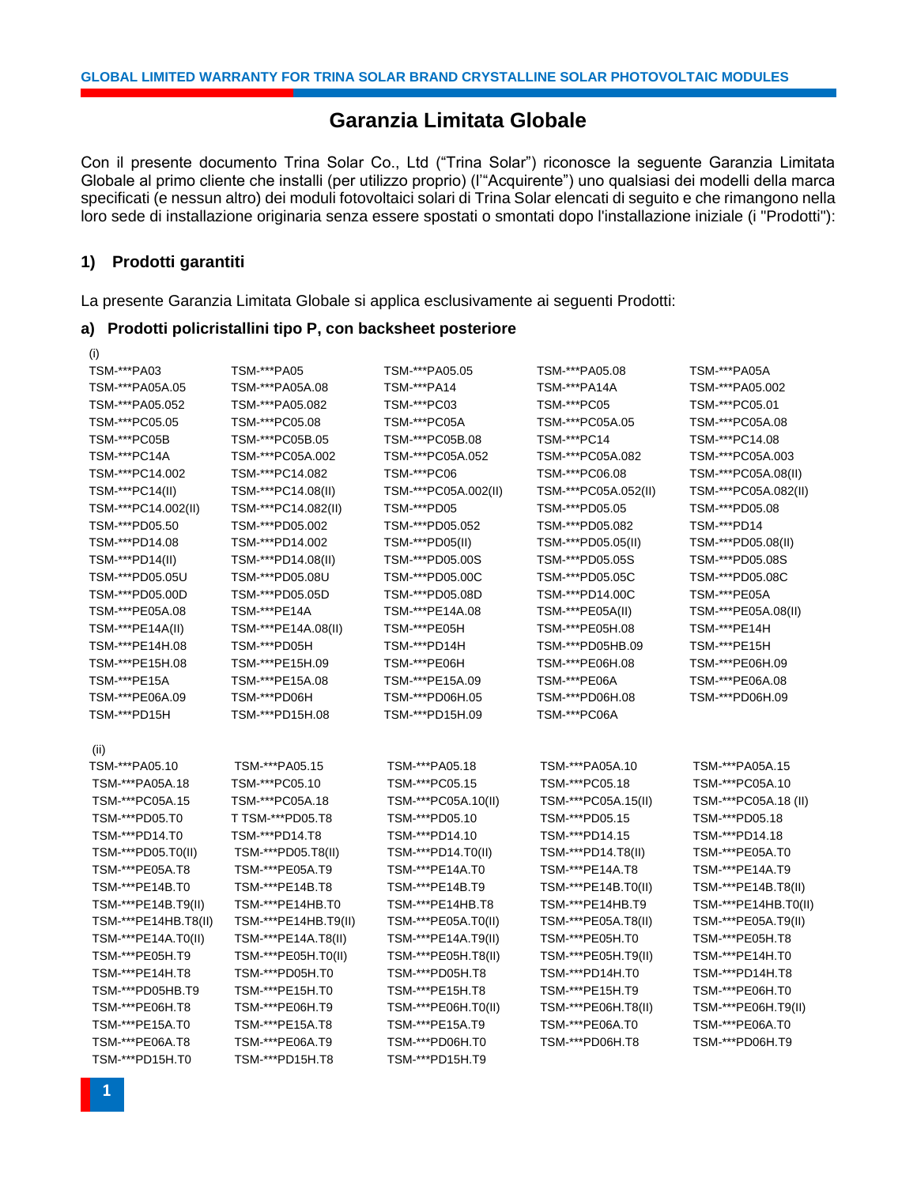# Garanzia Limitata Globale

Con il presente documento Trina Solar Co., Ltd ("Trina Solar") riconosce la seguente Garanzia Limitata Globale al primo cliente che installi (per utilizzo proprio) (l'"Acquirente") uno qualsiasi dei modelli della marca specificati (e nessun altro) dei moduli fotovoltaici solari di Trina Solar elencati di seguito e che rimangono nella loro sede di installazione originaria senza essere spostati o smontati dopo l'installazione iniziale (i "Prodotti"):

## 1) Prodotti garantiti

La presente Garanzia Limitata Globale si applica esclusivamente ai seguenti Prodotti:

### a) Prodotti policristallini tipo P, con backsheet posteriore

(i)

| | | | | |
|---|---|---|---|---|
| TSM-***PA03 | TSM-***PA05 | TSM-***PA05.05 | TSM-***PA05.08 | TSM-***PA05A |
| TSM-***PA05A.05 | TSM-***PA05A.08 | TSM-***PA14 | TSM-***PA14A | TSM-***PA05.002 |
| TSM-***PA05.052 | TSM-***PA05.082 | TSM-***PC03 | TSM-***PC05 | TSM-***PC05.01 |
| TSM-***PC05.05 | TSM-***PC05.08 | TSM-***PC05A | TSM-***PC05A.05 | TSM-***PC05A.08 |
| TSM-***PC05B | TSM-***PC05B.05 | TSM-***PC05B.08 | TSM-***PC14 | TSM-***PC14.08 |
| TSM-***PC14A | TSM-***PC05A.002 | TSM-***PC05A.052 | TSM-***PC05A.082 | TSM-***PC05A.003 |
| TSM-***PC14.002 | TSM-***PC14.082 | TSM-***PC06 | TSM-***PC06.08 | TSM-***PC05A.08(II) |
| TSM-***PC14(II) | TSM-***PC14.08(II) | TSM-***PC05A.002(II) | TSM-***PC05A.052(II) | TSM-***PC05A.082(II) |
| TSM-***PC14.002(II) | TSM-***PC14.082(II) | TSM-***PD05 | TSM-***PD05.05 | TSM-***PD05.08 |
| TSM-***PD05.50 | TSM-***PD05.002 | TSM-***PD05.052 | TSM-***PD05.082 | TSM-***PD14 |
| TSM-***PD14.08 | TSM-***PD14.002 | TSM-***PD05(II) | TSM-***PD05.05(II) | TSM-***PD05.08(II) |
| TSM-***PD14(II) | TSM-***PD14.08(II) | TSM-***PD05.00S | TSM-***PD05.05S | TSM-***PD05.08S |
| TSM-***PD05.05U | TSM-***PD05.08U | TSM-***PD05.00C | TSM-***PD05.05C | TSM-***PD05.08C |
| TSM-***PD05.00D | TSM-***PD05.05D | TSM-***PD05.08D | TSM-***PD14.00C | TSM-***PE05A |
| TSM-***PE05A.08 | TSM-***PE14A | TSM-***PE14A.08 | TSM-***PE05A(II) | TSM-***PE05A.08(II) |
| TSM-***PE14A(II) | TSM-***PE14A.08(II) | TSM-***PE05H | TSM-***PE05H.08 | TSM-***PE14H |
| TSM-***PE14H.08 | TSM-***PD05H | TSM-***PD14H | TSM-***PD05HB.09 | TSM-***PE15H |
| TSM-***PE15H.08 | TSM-***PE15H.09 | TSM-***PE06H | TSM-***PE06H.08 | TSM-***PE06H.09 |
| TSM-***PE15A | TSM-***PE15A.08 | TSM-***PE15A.09 | TSM-***PE06A | TSM-***PE06A.08 |
| TSM-***PE06A.09 | TSM-***PD06H | TSM-***PD06H.05 | TSM-***PD06H.08 | TSM-***PD06H.09 |
| TSM-***PD15H | TSM-***PD15H.08 | TSM-***PD15H.09 | TSM-***PC06A | |

(ii)

| | | | | |
|---|---|---|---|---|
| TSM-***PA05.10 | TSM-***PA05.15 | TSM-***PA05.18 | TSM-***PA05A.10 | TSM-***PA05A.15 |
| TSM-***PA05A.18 | TSM-***PC05.10 | TSM-***PC05.15 | TSM-***PC05.18 | TSM-***PC05A.10 |
| TSM-***PC05A.15 | TSM-***PC05A.18 | TSM-***PC05A.10(II) | TSM-***PC05A.15(II) | TSM-***PC05A.18 (II) |
| TSM-***PD05.T0 | T TSM-***PD05.T8 | TSM-***PD05.10 | TSM-***PD05.15 | TSM-***PD05.18 |
| TSM-***PD14.T0 | TSM-***PD14.T8 | TSM-***PD14.10 | TSM-***PD14.15 | TSM-***PD14.18 |
| TSM-***PD05.T0(II) | TSM-***PD05.T8(II) | TSM-***PD14.T0(II) | TSM-***PD14.T8(II) | TSM-***PE05A.T0 |
| TSM-***PE05A.T8 | TSM-***PE05A.T9 | TSM-***PE14A.T0 | TSM-***PE14A.T8 | TSM-***PE14A.T9 |
| TSM-***PE14B.T0 | TSM-***PE14B.T8 | TSM-***PE14B.T9 | TSM-***PE14B.T0(II) | TSM-***PE14B.T8(II) |
| TSM-***PE14B.T9(II) | TSM-***PE14HB.T0 | TSM-***PE14HB.T8 | TSM-***PE14HB.T9 | TSM-***PE14HB.T0(II) |
| TSM-***PE14HB.T8(II) | TSM-***PE14HB.T9(II) | TSM-***PE05A.T0(II) | TSM-***PE05A.T8(II) | TSM-***PE05A.T9(II) |
| TSM-***PE14A.T0(II) | TSM-***PE14A.T8(II) | TSM-***PE14A.T9(II) | TSM-***PE05H.T0 | TSM-***PE05H.T8 |
| TSM-***PE05H.T9 | TSM-***PE05H.T0(II) | TSM-***PE05H.T8(II) | TSM-***PE05H.T9(II) | TSM-***PE14H.T0 |
| TSM-***PE14H.T8 | TSM-***PD05H.T0 | TSM-***PD05H.T8 | TSM-***PD14H.T0 | TSM-***PD14H.T8 |
| TSM-***PD05HB.T9 | TSM-***PE15H.T0 | TSM-***PE15H.T8 | TSM-***PE15H.T9 | TSM-***PE06H.T0 |
| TSM-***PE06H.T8 | TSM-***PE06H.T9 | TSM-***PE06H.T0(II) | TSM-***PE06H.T8(II) | TSM-***PE06H.T9(II) |
| TSM-***PE15A.T0 | TSM-***PE15A.T8 | TSM-***PE15A.T9 | TSM-***PE06A.T0 | TSM-***PE06A.T0 |
| TSM-***PE06A.T8 | TSM-***PE06A.T9 | TSM-***PD06H.T0 | TSM-***PD06H.T8 | TSM-***PD06H.T9 |
| TSM-***PD15H.T0 | TSM-***PD15H.T8 | TSM-***PD15H.T9 | | |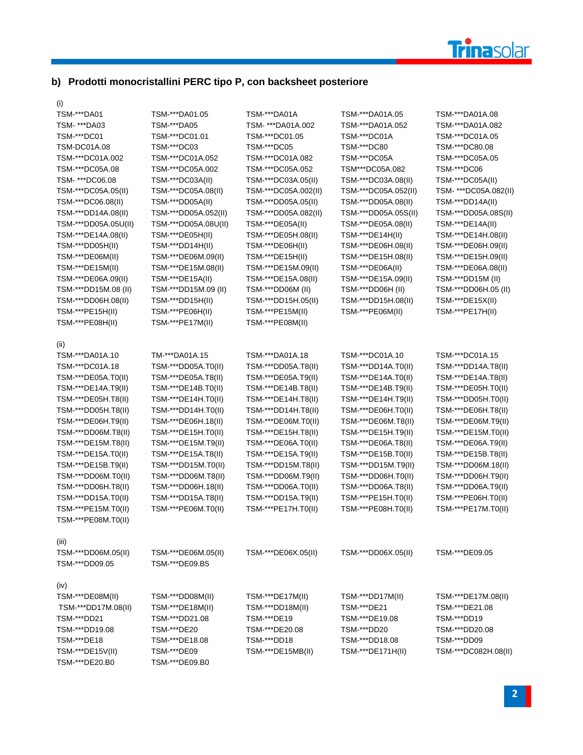## b) Prodotti monocristallini PERC tipo P, con backsheet posteriore

(i)

| | | | | |
|---|---|---|---|---|
| TSM-***DA01 | TSM-***DA01.05 | TSM-***DA01A | TSM-***DA01A.05 | TSM-***DA01A.08 |
| TSM- ***DA03 | TSM-***DA05 | TSM- ***DA01A.002 | TSM-***DA01A.052 | TSM-***DA01A.082 |
| TSM-***DC01 | TSM-***DC01.01 | TSM-***DC01.05 | TSM-***DC01A | TSM-***DC01A.05 |
| TSM-DC01A.08 | TSM-***DC03 | TSM-***DC05 | TSM-***DC80 | TSM-***DC80.08 |
| TSM-***DC01A.002 | TSM-***DC01A.052 | TSM-***DC01A.082 | TSM-***DC05A | TSM-***DC05A.05 |
| TSM-***DC05A.08 | TSM-***DC05A.002 | TSM-***DC05A.052 | TSM***DC05A.082 | TSM-***DC06 |
| TSM- ***DC06.08 | TSM-***DC03A(II) | TSM-***DC03A.05(II) | TSM-***DC03A.08(II) | TSM-***DC05A(II) |
| TSM-***DC05A.05(II) | TSM-***DC05A.08(II) | TSM-***DC05A.002(II) | TSM-***DC05A.052(II) | TSM- ***DC05A.082(II) |
| TSM-***DC06.08(II) | TSM-***DD05A(II) | TSM-***DD05A.05(II) | TSM-***DD05A.08(II) | TSM-***DD14A(II) |
| TSM-***DD14A.08(II) | TSM-***DD05A.052(II) | TSM-***DD05A.082(II) | TSM-***DD05A.05S(II) | TSM-***DD05A.08S(II) |
| TSM-***DD05A.05U(II) | TSM-***DD05A.08U(II) | TSM-***DE05A(II) | TSM-***DE05A.08(II) | TSM-***DE14A(II) |
| TSM-***DE14A.08(II) | TSM-***DE05H(II) | TSM-***DE05H.08(II) | TSM-***DE14H(II) | TSM-***DE14H.08(II) |
| TSM-***DD05H(II) | TSM-***DD14H(II) | TSM-***DE06H(II) | TSM-***DE06H.08(II) | TSM-***DE06H.09(II) |
| TSM-***DE06M(II) | TSM-***DE06M.09(II) | TSM-***DE15H(II) | TSM-***DE15H.08(II) | TSM-***DE15H.09(II) |
| TSM-***DE15M(II) | TSM-***DE15M.08(II) | TSM-***DE15M.09(II) | TSM-***DE06A(II) | TSM-***DE06A.08(II) |
| TSM-***DE06A.09(II) | TSM-***DE15A(II) | TSM-***DE15A.08(II) | TSM-***DE15A.09(II) | TSM-***DD15M (II) |
| TSM-***DD15M.08 (II) | TSM-***DD15M.09 (II) | TSM-***DD06M (II) | TSM-***DD06H (II) | TSM-***DD06H.05 (II) |
| TSM-***DD06H.08(II) | TSM-***DD15H(II) | TSM-***DD15H.05(II) | TSM-***DD15H.08(II) | TSM-***DE15X(II) |
| TSM-***PE15H(II) | TSM-***PE06H(II) | TSM-***PE15M(II) | TSM-***PE06M(II) | TSM-***PE17H(II) |
| TSM-***PE08H(II) | TSM-***PE17M(II) | TSM-***PE08M(II) | | |

(ii)

| | | | | |
|---|---|---|---|---|
| TSM-***DA01A.10 | TM-***DA01A.15 | TSM-***DA01A.18 | TSM-***DC01A.10 | TSM-***DC01A.15 |
| TSM-***DC01A.18 | TSM-***DD05A.T0(II) | TSM-***DD05A.T8(II) | TSM-***DD14A.T0(II) | TSM-***DD14A.T8(II) |
| TSM-***DE05A.T0(II) | TSM-***DE05A.T8(II) | TSM-***DE05A.T9(II) | TSM-***DE14A.T0(II) | TSM-***DE14A.T8(II) |
| TSM-***DE14A.T9(II) | TSM-***DE14B.T0(II) | TSM-***DE14B.T8(II) | TSM-***DE14B.T9(II) | TSM-***DE05H.T0(II) |
| TSM-***DE05H.T8(II) | TSM-***DE14H.T0(II) | TSM-***DE14H.T8(II) | TSM-***DE14H.T9(II) | TSM-***DD05H.T0(II) |
| TSM-***DD05H.T8(II) | TSM-***DD14H.T0(II) | TSM-***DD14H.T8(II) | TSM-***DE06H.T0(II) | TSM-***DE06H.T8(II) |
| TSM-***DE06H.T9(II) | TSM-***DE06H.18(II) | TSM-***DE06M.T0(II) | TSM-***DE06M.T8(II) | TSM-***DE06M.T9(II) |
| TSM-***DD06M.T8(II) | TSM-***DE15H.T0(II) | TSM-***DE15H.T8(II) | TSM-***DE15H.T9(II) | TSM-***DE15M.T0(II) |
| TSM-***DE15M.T8(II) | TSM-***DE15M.T9(II) | TSM-***DE06A.T0(II) | TSM-***DE06A.T8(II) | TSM-***DE06A.T9(II) |
| TSM-***DE15A.T0(II) | TSM-***DE15A.T8(II) | TSM-***DE15A.T9(II) | TSM-***DE15B.T0(II) | TSM-***DE15B.T8(II) |
| TSM-***DE15B.T9(II) | TSM-***DD15M.T0(II) | TSM-***DD15M.T8(II) | TSM-***DD15M.T9(II) | TSM-***DD06M.18(II) |
| TSM-***DD06M.T0(II) | TSM-***DD06M.T8(II) | TSM-***DD06M.T9(II) | TSM-***DD06H.T0(II) | TSM-***DD06H.T9(II) |
| TSM-***DD06H.T8(II) | TSM-***DD06H.18(II) | TSM-***DD06A.T0(II) | TSM-***DD06A.T8(II) | TSM-***DD06A.T9(II) |
| TSM-***DD15A.T0(II) | TSM-***DD15A.T8(II) | TSM-***DD15A.T9(II) | TSM-***PE15H.T0(II) | TSM-***PE06H.T0(II) |
| TSM-***PE15M.T0(II) | TSM-***PE06M.T0(II) | TSM-***PE17H.T0(II) | TSM-***PE08H.T0(II) | TSM-***PE17M.T0(II) |
| TSM-***PE08M.T0(II) | | | | |

(iii)

| | | | | |
|---|---|---|---|---|
| TSM-***DD06M.05(II) | TSM-***DE06M.05(II) | TSM-***DE06X.05(II) | TSM-***DD06X.05(II) | TSM-***DE09.05 |
| TSM-***DD09.05 | TSM-***DE09.B5 | | | |

(iv)

| | | | | |
|---|---|---|---|---|
| TSM-***DE08M(II) | TSM-***DD08M(II) | TSM-***DE17M(II) | TSM-***DD17M(II) | TSM-***DE17M.08(II) |
| TSM-***DD17M.08(II) | TSM-***DE18M(II) | TSM-***DD18M(II) | TSM-***DE21 | TSM-***DE21.08 |
| TSM-***DD21 | TSM-***DD21.08 | TSM-***DE19 | TSM-***DE19.08 | TSM-***DD19 |
| TSM-***DD19.08 | TSM-***DE20 | TSM-***DE20.08 | TSM-***DD20 | TSM-***DD20.08 |
| TSM-***DE18 | TSM-***DE18.08 | TSM-***DD18 | TSM-***DD18.08 | TSM-***DD09 |
| TSM-***DE15V(II) | TSM-***DE09 | TSM-***DE15MB(II) | TSM-***DE171H(II) | TSM-***DC082H.08(II) |
| TSM-***DE20.B0 | TSM-***DE09.B0 | | | |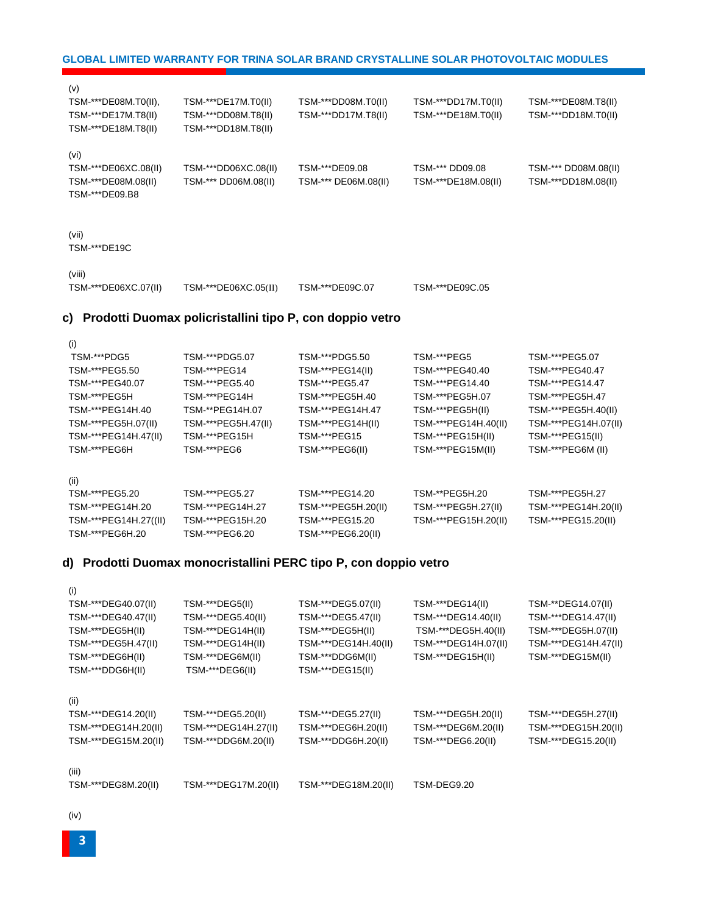(v)

TSM-***DE08M.T0(II), TSM-***DE17M.T0(II) TSM-***DD08M.T0(II) TSM-***DD17M.T0(II) TSM-***DE08M.T8(II)
TSM-***DE17M.T8(II) TSM-***DD08M.T8(II) TSM-***DD17M.T8(II) TSM-***DE18M.T0(II) TSM-***DD18M.T0(II)
TSM-***DE18M.T8(II) TSM-***DD18M.T8(II)

(vi)

TSM-***DE06XC.08(II) TSM-***DD06XC.08(II) TSM-***DE09.08 TSM-*** DD09.08 TSM-*** DD08M.08(II)
TSM-***DE08M.08(II) TSM-*** DD06M.08(II) TSM-*** DE06M.08(II) TSM-***DE18M.08(II) TSM-***DD18M.08(II)
TSM-***DE09.B8

(vii)

TSM-***DE19C

(viii)

TSM-***DE06XC.07(II) TSM-***DE06XC.05(II) TSM-***DE09C.07 TSM-***DE09C.05

## c) Prodotti Duomax policristallini tipo P, con doppio vetro

(i)

TSM-***PDG5 TSM-***PDG5.07 TSM-***PDG5.50 TSM-***PEG5 TSM-***PEG5.07
TSM-***PEG5.50 TSM-***PEG14 TSM-***PEG14(II) TSM-***PEG40.40 TSM-***PEG40.47
TSM-***PEG40.07 TSM-***PEG5.40 TSM-***PEG5.47 TSM-***PEG14.40 TSM-***PEG14.47
TSM-***PEG5H TSM-***PEG14H TSM-***PEG5H.40 TSM-***PEG5H.07 TSM-***PEG5H.47
TSM-***PEG14H.40 TSM-**PEG14H.07 TSM-***PEG14H.47 TSM-***PEG5H(II) TSM-***PEG5H.40(II)
TSM-***PEG5H.07(II) TSM-***PEG5H.47(II) TSM-***PEG14H(II) TSM-***PEG14H.40(II) TSM-***PEG14H.07(II)
TSM-***PEG14H.47(II) TSM-***PEG15H TSM-***PEG15 TSM-***PEG15H(II) TSM-***PEG15(II)
TSM-***PEG6H TSM-***PEG6 TSM-***PEG6(II) TSM-***PEG15M(II) TSM-***PEG6M (II)

(ii)

TSM-***PEG5.20 TSM-***PEG5.27 TSM-***PEG14.20 TSM-**PEG5H.20 TSM-***PEG5H.27
TSM-***PEG14H.20 TSM-***PEG14H.27 TSM-***PEG5H.20(II) TSM-***PEG5H.27(II) TSM-***PEG14H.20(II)
TSM-***PEG14H.27((II) TSM-***PEG15H.20 TSM-***PEG15.20 TSM-***PEG15H.20(II) TSM-***PEG15.20(II)
TSM-***PEG6H.20 TSM-***PEG6.20 TSM-***PEG6.20(II)

## d) Prodotti Duomax monocristallini PERC tipo P, con doppio vetro

(i)

TSM-***DEG40.07(II) TSM-***DEG5(II) TSM-***DEG5.07(II) TSM-***DEG14(II) TSM-**DEG14.07(II)
TSM-***DEG40.47(II) TSM-***DEG5.40(II) TSM-***DEG5.47(II) TSM-***DEG14.40(II) TSM-***DEG14.47(II)
TSM-***DEG5H(II) TSM-***DEG14H(II) TSM-***DEG5H(II) TSM-***DEG5H.40(II) TSM-***DEG5H.07(II)
TSM-***DEG5H.47(II) TSM-***DEG14H(II) TSM-***DEG14H.40(II) TSM-***DEG14H.07(II) TSM-***DEG14H.47(II)
TSM-***DEG6H(II) TSM-***DEG6M(II) TSM-***DDG6M(II) TSM-***DEG15H(II) TSM-***DEG15M(II)
TSM-***DDG6H(II) TSM-***DEG6(II) TSM-***DEG15(II)

(ii)

TSM-***DEG14.20(II) TSM-***DEG5.20(II) TSM-***DEG5.27(II) TSM-***DEG5H.20(II) TSM-***DEG5H.27(II)
TSM-***DEG14H.20(II) TSM-***DEG14H.27(II) TSM-***DEG6H.20(II) TSM-***DEG6M.20(II) TSM-***DEG15H.20(II)
TSM-***DEG15M.20(II) TSM-***DDG6M.20(II) TSM-***DDG6H.20(II) TSM-***DEG6.20(II) TSM-***DEG15.20(II)

(iii)

TSM-***DEG8M.20(II) TSM-***DEG17M.20(II) TSM-***DEG18M.20(II) TSM-DEG9.20

(iv)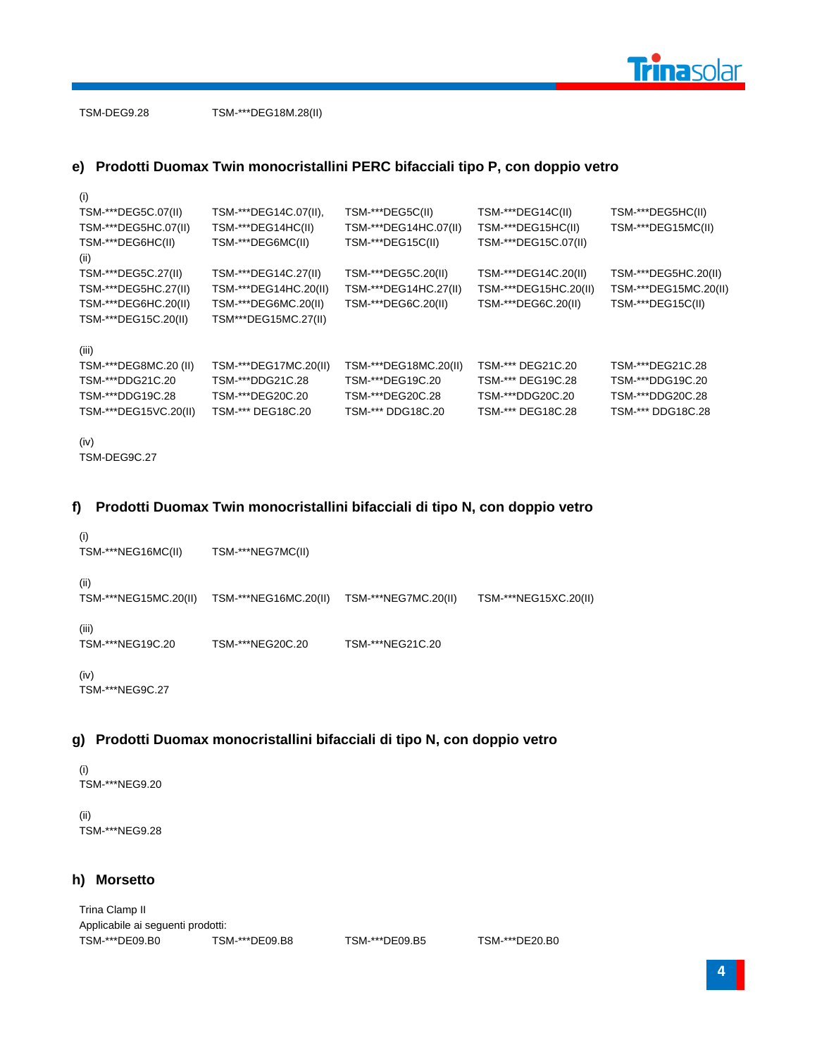TSM-DEG9.28 TSM-***DEG18M.28(II)

## e) Prodotti Duomax Twin monocristallini PERC bifacciali tipo P, con doppio vetro

(i)

| | | | | |
|---|---|---|---|---|
| TSM-***DEG5C.07(II) | TSM-***DEG14C.07(II), | TSM-***DEG5C(II) | TSM-***DEG14C(II) | TSM-***DEG5HC(II) |
| TSM-***DEG5HC.07(II) | TSM-***DEG14HC(II) | TSM-***DEG14HC.07(II) | TSM-***DEG15HC(II) | TSM-***DEG15MC(II) |
| TSM-***DEG6HC(II) | TSM-***DEG6MC(II) | TSM-***DEG15C(II) | TSM-***DEG15C.07(II) | |

(ii)

| | | | | |
|---|---|---|---|---|
| TSM-***DEG5C.27(II) | TSM-***DEG14C.27(II) | TSM-***DEG5C.20(II) | TSM-***DEG14C.20(II) | TSM-***DEG5HC.20(II) |
| TSM-***DEG5HC.27(II) | TSM-***DEG14HC.20(II) | TSM-***DEG14HC.27(II) | TSM-***DEG15HC.20(II) | TSM-***DEG15MC.20(II) |
| TSM-***DEG6HC.20(II) | TSM-***DEG6MC.20(II) | TSM-***DEG6C.20(II) | TSM-***DEG6C.20(II) | TSM-***DEG15C(II) |
| TSM-***DEG15C.20(II) | TSM***DEG15MC.27(II) | | | |

(iii)

| | | | | |
|---|---|---|---|---|
| TSM-***DEG8MC.20 (II) | TSM-***DEG17MC.20(II) | TSM-***DEG18MC.20(II) | TSM-*** DEG21C.20 | TSM-***DEG21C.28 |
| TSM-***DDG21C.20 | TSM-***DDG21C.28 | TSM-***DEG19C.20 | TSM-*** DEG19C.28 | TSM-***DDG19C.20 |
| TSM-***DDG19C.28 | TSM-***DEG20C.20 | TSM-***DEG20C.28 | TSM-***DDG20C.20 | TSM-***DDG20C.28 |
| TSM-***DEG15VC.20(II) | TSM-*** DEG18C.20 | TSM-*** DDG18C.20 | TSM-*** DEG18C.28 | TSM-*** DDG18C.28 |

(iv)

TSM-DEG9C.27

## f) Prodotti Duomax Twin monocristallini bifacciali di tipo N, con doppio vetro

(i)

TSM-***NEG16MC(II) TSM-***NEG7MC(II)

(ii)

TSM-***NEG15MC.20(II) TSM-***NEG16MC.20(II) TSM-***NEG7MC.20(II) TSM-***NEG15XC.20(II)

(iii)

TSM-***NEG19C.20 TSM-***NEG20C.20 TSM-***NEG21C.20

(iv)

TSM-***NEG9C.27

## g) Prodotti Duomax monocristallini bifacciali di tipo N, con doppio vetro

(i)

TSM-***NEG9.20

(ii)

TSM-***NEG9.28

## h) Morsetto

Trina Clamp II

Applicabile ai seguenti prodotti:

TSM-***DE09.B0 TSM-***DE09.B8 TSM-***DE09.B5 TSM-***DE20.B0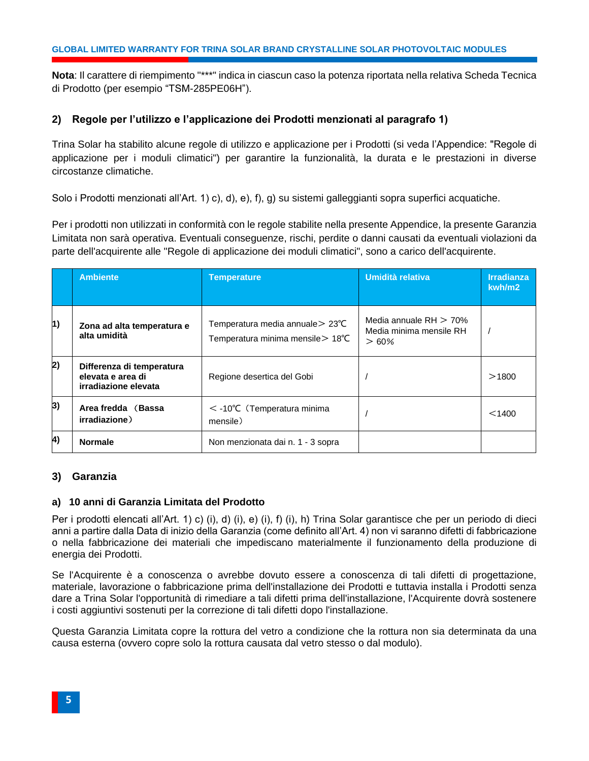**Nota**: Il carattere di riempimento "***" indica in ciascun caso la potenza riportata nella relativa Scheda Tecnica di Prodotto (per esempio “TSM-285PE06H”).

## 2) Regole per l’utilizzo e l’applicazione dei Prodotti menzionati al paragrafo 1)

Trina Solar ha stabilito alcune regole di utilizzo e applicazione per i Prodotti (si veda l’Appendice: "Regole di applicazione per i moduli climatici") per garantire la funzionalità, la durata e le prestazioni in diverse circostanze climatiche.

Solo i Prodotti menzionati all’Art. 1) c), d), e), f), g) su sistemi galleggianti sopra superfici acquatiche.

Per i prodotti non utilizzati in conformità con le regole stabilite nella presente Appendice, la presente Garanzia Limitata non sarà operativa. Eventuali conseguenze, rischi, perdite o danni causati da eventuali violazioni da parte dell'acquirente alle "Regole di applicazione dei moduli climatici", sono a carico dell'acquirente.

| | Ambiente | Temperature | Umidità relativa | Irradianza kwh/m2 |
|---|---|---|---|---|
| 1) | **Zona ad alta temperatura e alta umidità** | Temperatura media annuale＞ 23℃<br>Temperatura minima mensile＞ 18℃ | Media annuale RH ＞ 70%<br>Media minima mensile RH ＞ 60% | / |
| 2) | **Differenza di temperatura elevata e area di irradiazione elevata** | Regione desertica del Gobi | / | ＞1800 |
| 3) | **Area fredda （Bassa irradiazione）** | ＜ -10℃（Temperatura minima mensile） | / | ＜1400 |
| 4) | **Normale** | Non menzionata dai n. 1 - 3 sopra | | |

## 3) Garanzia

### a) 10 anni di Garanzia Limitata del Prodotto

Per i prodotti elencati all’Art. 1) c) (i), d) (i), e) (i), f) (i), h) Trina Solar garantisce che per un periodo di dieci anni a partire dalla Data di inizio della Garanzia (come definito all’Art. 4) non vi saranno difetti di fabbricazione o nella fabbricazione dei materiali che impediscano materialmente il funzionamento della produzione di energia dei Prodotti.

Se l'Acquirente è a conoscenza o avrebbe dovuto essere a conoscenza di tali difetti di progettazione, materiale, lavorazione o fabbricazione prima dell'installazione dei Prodotti e tuttavia installa i Prodotti senza dare a Trina Solar l'opportunità di rimediare a tali difetti prima dell'installazione, l'Acquirente dovrà sostenere i costi aggiuntivi sostenuti per la correzione di tali difetti dopo l'installazione.

Questa Garanzia Limitata copre la rottura del vetro a condizione che la rottura non sia determinata da una causa esterna (ovvero copre solo la rottura causata dal vetro stesso o dal modulo).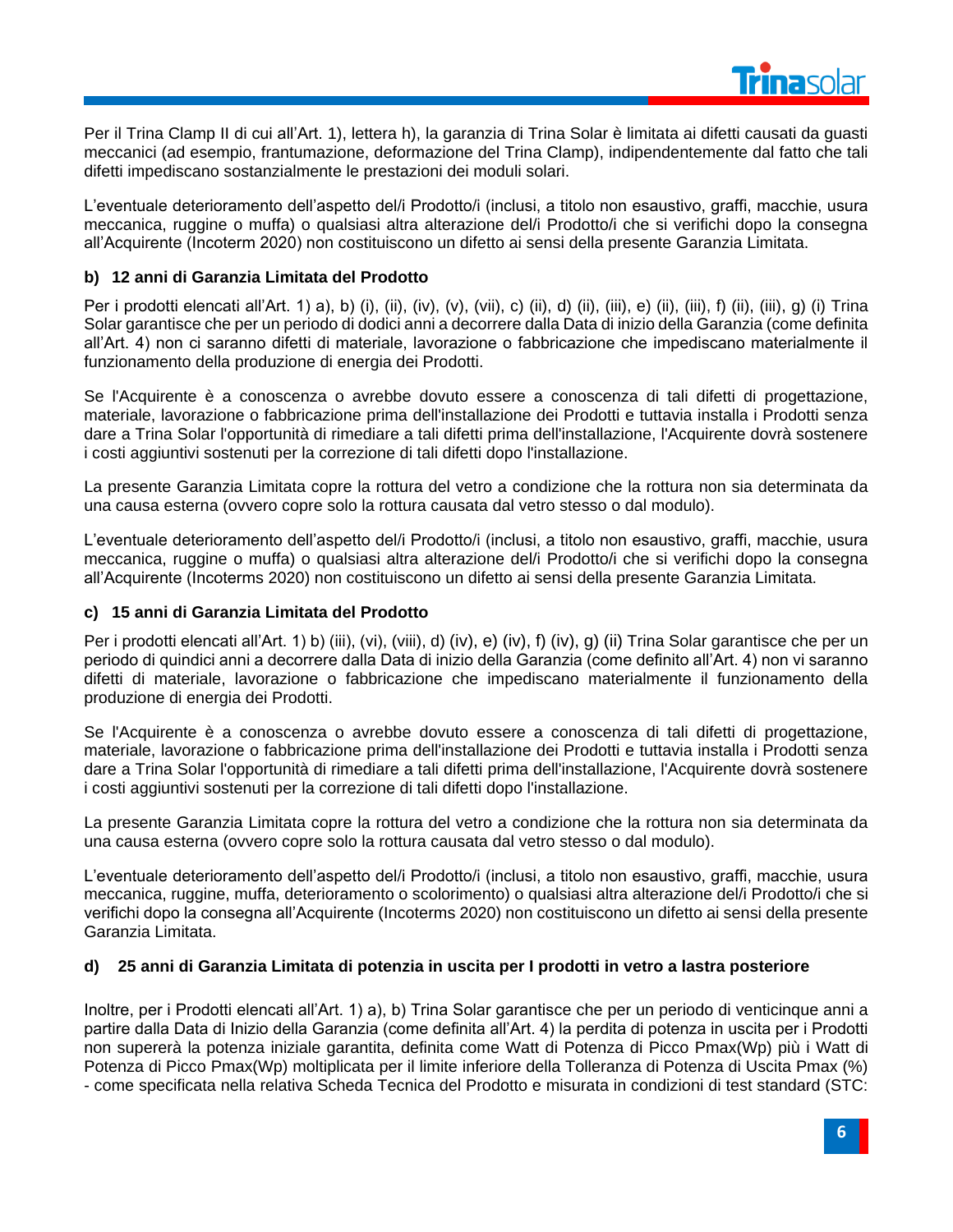Per il Trina Clamp II di cui all'Art. 1), lettera h), la garanzia di Trina Solar è limitata ai difetti causati da guasti meccanici (ad esempio, frantumazione, deformazione del Trina Clamp), indipendentemente dal fatto che tali difetti impediscano sostanzialmente le prestazioni dei moduli solari.

L'eventuale deterioramento dell'aspetto del/i Prodotto/i (inclusi, a titolo non esaustivo, graffi, macchie, usura meccanica, ruggine o muffa) o qualsiasi altra alterazione del/i Prodotto/i che si verifichi dopo la consegna all'Acquirente (Incoterm 2020) non costituiscono un difetto ai sensi della presente Garanzia Limitata.

### b) 12 anni di Garanzia Limitata del Prodotto

Per i prodotti elencati all'Art. 1) a), b) (i), (ii), (iv), (v), (vii), c) (ii), d) (ii), (iii), e) (ii), (iii), f) (ii), (iii), g) (i) Trina Solar garantisce che per un periodo di dodici anni a decorrere dalla Data di inizio della Garanzia (come definita all'Art. 4) non ci saranno difetti di materiale, lavorazione o fabbricazione che impediscano materialmente il funzionamento della produzione di energia dei Prodotti.

Se l'Acquirente è a conoscenza o avrebbe dovuto essere a conoscenza di tali difetti di progettazione, materiale, lavorazione o fabbricazione prima dell'installazione dei Prodotti e tuttavia installa i Prodotti senza dare a Trina Solar l'opportunità di rimediare a tali difetti prima dell'installazione, l'Acquirente dovrà sostenere i costi aggiuntivi sostenuti per la correzione di tali difetti dopo l'installazione.

La presente Garanzia Limitata copre la rottura del vetro a condizione che la rottura non sia determinata da una causa esterna (ovvero copre solo la rottura causata dal vetro stesso o dal modulo).

L'eventuale deterioramento dell'aspetto del/i Prodotto/i (inclusi, a titolo non esaustivo, graffi, macchie, usura meccanica, ruggine o muffa) o qualsiasi altra alterazione del/i Prodotto/i che si verifichi dopo la consegna all'Acquirente (Incoterms 2020) non costituiscono un difetto ai sensi della presente Garanzia Limitata.

### c) 15 anni di Garanzia Limitata del Prodotto

Per i prodotti elencati all'Art. 1) b) (iii), (vi), (viii), d) (iv), e) (iv), f) (iv), g) (ii) Trina Solar garantisce che per un periodo di quindici anni a decorrere dalla Data di inizio della Garanzia (come definito all'Art. 4) non vi saranno difetti di materiale, lavorazione o fabbricazione che impediscano materialmente il funzionamento della produzione di energia dei Prodotti.

Se l'Acquirente è a conoscenza o avrebbe dovuto essere a conoscenza di tali difetti di progettazione, materiale, lavorazione o fabbricazione prima dell'installazione dei Prodotti e tuttavia installa i Prodotti senza dare a Trina Solar l'opportunità di rimediare a tali difetti prima dell'installazione, l'Acquirente dovrà sostenere i costi aggiuntivi sostenuti per la correzione di tali difetti dopo l'installazione.

La presente Garanzia Limitata copre la rottura del vetro a condizione che la rottura non sia determinata da una causa esterna (ovvero copre solo la rottura causata dal vetro stesso o dal modulo).

L'eventuale deterioramento dell'aspetto del/i Prodotto/i (inclusi, a titolo non esaustivo, graffi, macchie, usura meccanica, ruggine, muffa, deterioramento o scolorimento) o qualsiasi altra alterazione del/i Prodotto/i che si verifichi dopo la consegna all'Acquirente (Incoterms 2020) non costituiscono un difetto ai sensi della presente Garanzia Limitata.

### d) 25 anni di Garanzia Limitata di potenza in uscita per I prodotti in vetro a lastra posteriore

Inoltre, per i Prodotti elencati all'Art. 1) a), b) Trina Solar garantisce che per un periodo di venticinque anni a partire dalla Data di Inizio della Garanzia (come definita all'Art. 4) la perdita di potenza in uscita per i Prodotti non supererà la potenza iniziale garantita, definita come Watt di Potenza di Picco Pmax(Wp) più i Watt di Potenza di Picco Pmax(Wp) moltiplicata per il limite inferiore della Tolleranza di Potenza di Uscita Pmax (%) - come specificata nella relativa Scheda Tecnica del Prodotto e misurata in condizioni di test standard (STC: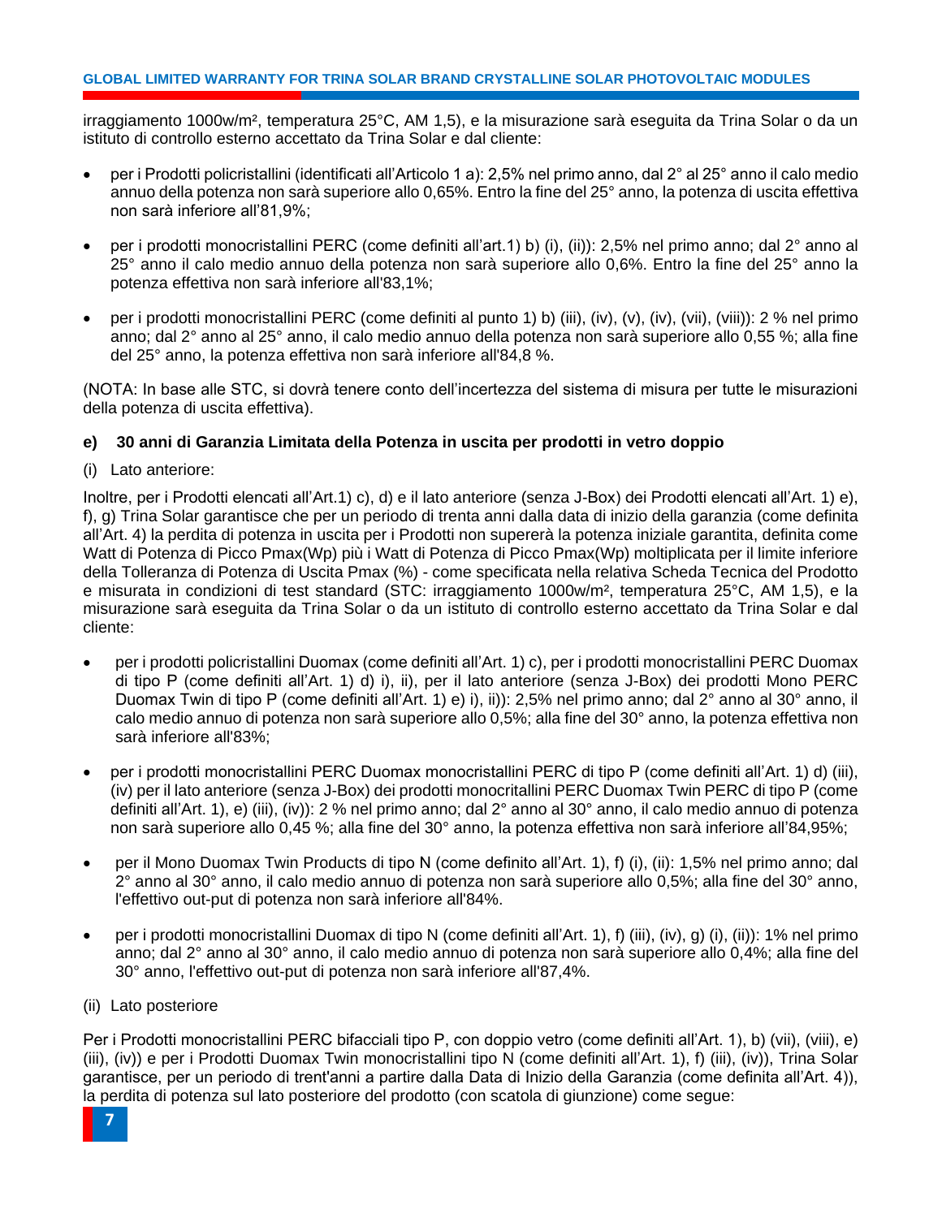irraggiamento 1000w/m², temperatura 25°C, AM 1,5), e la misurazione sarà eseguita da Trina Solar o da un istituto di controllo esterno accettato da Trina Solar e dal cliente:

- per i Prodotti policristallini (identificati all'Articolo 1 a): 2,5% nel primo anno, dal 2° al 25° anno il calo medio annuo della potenza non sarà superiore allo 0,65%. Entro la fine del 25° anno, la potenza di uscita effettiva non sarà inferiore all'81,9%;

- per i prodotti monocristallini PERC (come definiti all'art.1) b) (i), (ii)): 2,5% nel primo anno; dal 2° anno al 25° anno il calo medio annuo della potenza non sarà superiore allo 0,6%. Entro la fine del 25° anno la potenza effettiva non sarà inferiore all'83,1%;

- per i prodotti monocristallini PERC (come definiti al punto 1) b) (iii), (iv), (v), (iv), (vii), (viii)): 2 % nel primo anno; dal 2° anno al 25° anno, il calo medio annuo della potenza non sarà superiore allo 0,55 %; alla fine del 25° anno, la potenza effettiva non sarà inferiore all'84,8 %.

(NOTA: In base alle STC, si dovrà tenere conto dell'incertezza del sistema di misura per tutte le misurazioni della potenza di uscita effettiva).

**e) 30 anni di Garanzia Limitata della Potenza in uscita per prodotti in vetro doppio**

(i) Lato anteriore:

Inoltre, per i Prodotti elencati all'Art.1) c), d) e il lato anteriore (senza J-Box) dei Prodotti elencati all'Art. 1) e), f), g) Trina Solar garantisce che per un periodo di trenta anni dalla data di inizio della garanzia (come definita all'Art. 4) la perdita di potenza in uscita per i Prodotti non supererà la potenza iniziale garantita, definita come Watt di Potenza di Picco Pmax(Wp) più i Watt di Potenza di Picco Pmax(Wp) moltiplicata per il limite inferiore della Tolleranza di Potenza di Uscita Pmax (%) - come specificata nella relativa Scheda Tecnica del Prodotto e misurata in condizioni di test standard (STC: irraggiamento 1000w/m², temperatura 25°C, AM 1,5), e la misurazione sarà eseguita da Trina Solar o da un istituto di controllo esterno accettato da Trina Solar e dal cliente:

- per i prodotti policristallini Duomax (come definiti all'Art. 1) c), per i prodotti monocristallini PERC Duomax di tipo P (come definiti all'Art. 1) d) i), ii), per il lato anteriore (senza J-Box) dei prodotti Mono PERC Duomax Twin di tipo P (come definiti all'Art. 1) e) i), ii)): 2,5% nel primo anno; dal 2° anno al 30° anno, il calo medio annuo di potenza non sarà superiore allo 0,5%; alla fine del 30° anno, la potenza effettiva non sarà inferiore all'83%;

- per i prodotti monocristallini PERC Duomax monocristallini PERC di tipo P (come definiti all'Art. 1) d) (iii), (iv) per il lato anteriore (senza J-Box) dei prodotti monocritallini PERC Duomax Twin PERC di tipo P (come definiti all'Art. 1), e) (iii), (iv)): 2 % nel primo anno; dal 2° anno al 30° anno, il calo medio annuo di potenza non sarà superiore allo 0,45 %; alla fine del 30° anno, la potenza effettiva non sarà inferiore all'84,95%;

- per il Mono Duomax Twin Products di tipo N (come definito all'Art. 1), f) (i), (ii): 1,5% nel primo anno; dal 2° anno al 30° anno, il calo medio annuo di potenza non sarà superiore allo 0,5%; alla fine del 30° anno, l'effettivo out-put di potenza non sarà inferiore all'84%.

- per i prodotti monocristallini Duomax di tipo N (come definiti all'Art. 1), f) (iii), (iv), g) (i), (ii)): 1% nel primo anno; dal 2° anno al 30° anno, il calo medio annuo di potenza non sarà superiore allo 0,4%; alla fine del 30° anno, l'effettivo out-put di potenza non sarà inferiore all'87,4%.

(ii) Lato posteriore

Per i Prodotti monocristallini PERC bifacciali tipo P, con doppio vetro (come definiti all'Art. 1), b) (vii), (viii), e) (iii), (iv)) e per i Prodotti Duomax Twin monocristallini tipo N (come definiti all'Art. 1), f) (iii), (iv)), Trina Solar garantisce, per un periodo di trent'anni a partire dalla Data di Inizio della Garanzia (come definita all'Art. 4)), la perdita di potenza sul lato posteriore del prodotto (con scatola di giunzione) come segue: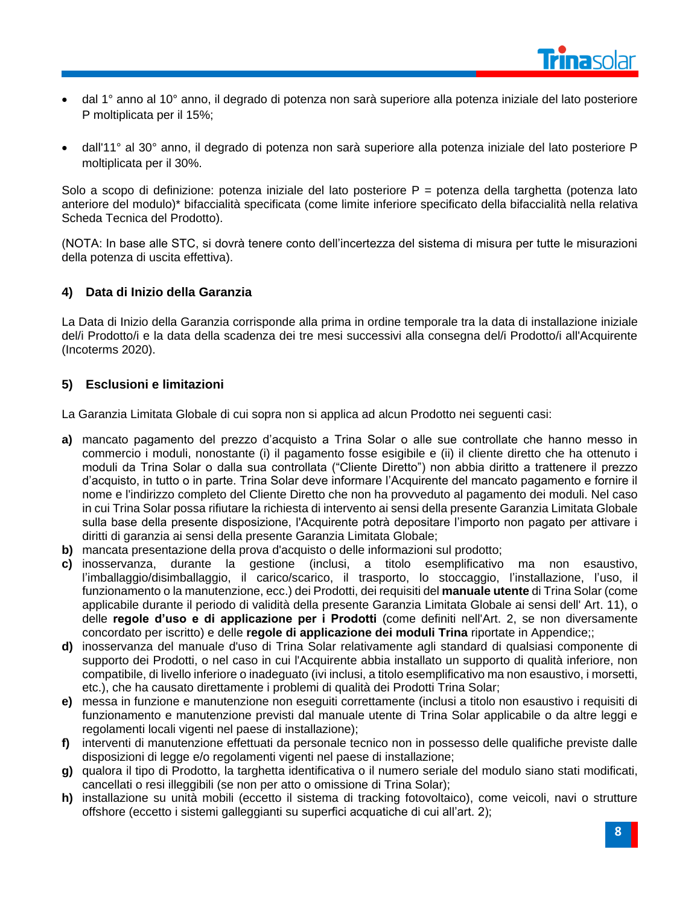- dal 1° anno al 10° anno, il degrado di potenza non sarà superiore alla potenza iniziale del lato posteriore P moltiplicata per il 15%;

- dall'11° al 30° anno, il degrado di potenza non sarà superiore alla potenza iniziale del lato posteriore P moltiplicata per il 30%.

Solo a scopo di definizione: potenza iniziale del lato posteriore P = potenza della targhetta (potenza lato anteriore del modulo)* bifaccialità specificata (come limite inferiore specificato della bifaccialità nella relativa Scheda Tecnica del Prodotto).

(NOTA: In base alle STC, si dovrà tenere conto dell'incertezza del sistema di misura per tutte le misurazioni della potenza di uscita effettiva).

## 4) Data di Inizio della Garanzia

La Data di Inizio della Garanzia corrisponde alla prima in ordine temporale tra la data di installazione iniziale del/i Prodotto/i e la data della scadenza dei tre mesi successivi alla consegna del/i Prodotto/i all'Acquirente (Incoterms 2020).

## 5) Esclusioni e limitazioni

La Garanzia Limitata Globale di cui sopra non si applica ad alcun Prodotto nei seguenti casi:

**a)** mancato pagamento del prezzo d'acquisto a Trina Solar o alle sue controllate che hanno messo in commercio i moduli, nonostante (i) il pagamento fosse esigibile e (ii) il cliente diretto che ha ottenuto i moduli da Trina Solar o dalla sua controllata ("Cliente Diretto") non abbia diritto a trattenere il prezzo d'acquisto, in tutto o in parte. Trina Solar deve informare l'Acquirente del mancato pagamento e fornire il nome e l'indirizzo completo del Cliente Diretto che non ha provveduto al pagamento dei moduli. Nel caso in cui Trina Solar possa rifiutare la richiesta di intervento ai sensi della presente Garanzia Limitata Globale sulla base della presente disposizione, l'Acquirente potrà depositare l'importo non pagato per attivare i diritti di garanzia ai sensi della presente Garanzia Limitata Globale;

**b)** mancata presentazione della prova d'acquisto o delle informazioni sul prodotto;

**c)** inosservanza, durante la gestione (inclusi, a titolo esemplificativo ma non esaustivo, l'imballaggio/disimballaggio, il carico/scarico, il trasporto, lo stoccaggio, l'installazione, l'uso, il funzionamento o la manutenzione, ecc.) dei Prodotti, dei requisiti del **manuale utente** di Trina Solar (come applicabile durante il periodo di validità della presente Garanzia Limitata Globale ai sensi dell' Art. 11), o delle **regole d'uso e di applicazione per i Prodotti** (come definiti nell'Art. 2, se non diversamente concordato per iscritto) e delle **regole di applicazione dei moduli Trina** riportate in Appendice;;

**d)** inosservanza del manuale d'uso di Trina Solar relativamente agli standard di qualsiasi componente di supporto dei Prodotti, o nel caso in cui l'Acquirente abbia installato un supporto di qualità inferiore, non compatibile, di livello inferiore o inadeguato (ivi inclusi, a titolo esemplificativo ma non esaustivo, i morsetti, etc.), che ha causato direttamente i problemi di qualità dei Prodotti Trina Solar;

**e)** messa in funzione e manutenzione non eseguiti correttamente (inclusi a titolo non esaustivo i requisiti di funzionamento e manutenzione previsti dal manuale utente di Trina Solar applicabile o da altre leggi e regolamenti locali vigenti nel paese di installazione);

**f)** interventi di manutenzione effettuati da personale tecnico non in possesso delle qualifiche previste dalle disposizioni di legge e/o regolamenti vigenti nel paese di installazione;

**g)** qualora il tipo di Prodotto, la targhetta identificativa o il numero seriale del modulo siano stati modificati, cancellati o resi illeggibili (se non per atto o omissione di Trina Solar);

**h)** installazione su unità mobili (eccetto il sistema di tracking fotovoltaico), come veicoli, navi o strutture offshore (eccetto i sistemi galleggianti su superfici acquatiche di cui all'art. 2);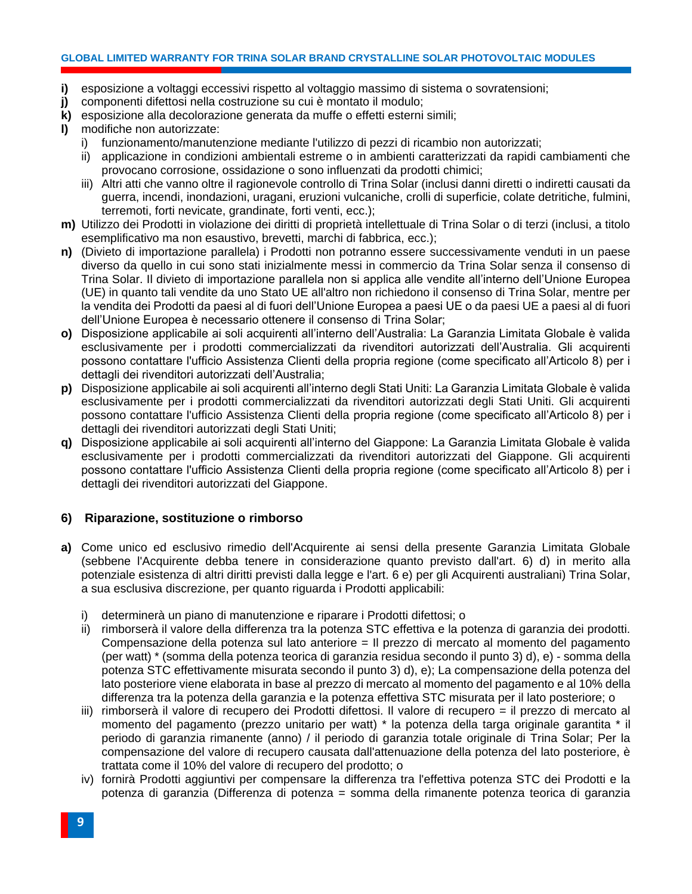**i)** esposizione a voltaggi eccessivi rispetto al voltaggio massimo di sistema o sovratensioni;

**j)** componenti difettosi nella costruzione su cui è montato il modulo;

**k)** esposizione alla decolorazione generata da muffe o effetti esterni simili;

**l)** modifiche non autorizzate:

   i) funzionamento/manutenzione mediante l'utilizzo di pezzi di ricambio non autorizzati;

   ii) applicazione in condizioni ambientali estreme o in ambienti caratterizzati da rapidi cambiamenti che provocano corrosione, ossidazione o sono influenzati da prodotti chimici;

   iii) Altri atti che vanno oltre il ragionevole controllo di Trina Solar (inclusi danni diretti o indiretti causati da guerra, incendi, inondazioni, uragani, eruzioni vulcaniche, crolli di superficie, colate detritiche, fulmini, terremoti, forti nevicate, grandinate, forti venti, ecc.);

**m)** Utilizzo dei Prodotti in violazione dei diritti di proprietà intellettuale di Trina Solar o di terzi (inclusi, a titolo esemplificativo ma non esaustivo, brevetti, marchi di fabbrica, ecc.);

**n)** (Divieto di importazione parallela) i Prodotti non potranno essere successivamente venduti in un paese diverso da quello in cui sono stati inizialmente messi in commercio da Trina Solar senza il consenso di Trina Solar. Il divieto di importazione parallela non si applica alle vendite all'interno dell'Unione Europea (UE) in quanto tali vendite da uno Stato UE all'altro non richiedono il consenso di Trina Solar, mentre per la vendita dei Prodotti da paesi al di fuori dell'Unione Europea a paesi UE o da paesi UE a paesi al di fuori dell'Unione Europea è necessario ottenere il consenso di Trina Solar;

**o)** Disposizione applicabile ai soli acquirenti all'interno dell'Australia: La Garanzia Limitata Globale è valida esclusivamente per i prodotti commercializzati da rivenditori autorizzati dell'Australia. Gli acquirenti possono contattare l'ufficio Assistenza Clienti della propria regione (come specificato all'Articolo 8) per i dettagli dei rivenditori autorizzati dell'Australia;

**p)** Disposizione applicabile ai soli acquirenti all'interno degli Stati Uniti: La Garanzia Limitata Globale è valida esclusivamente per i prodotti commercializzati da rivenditori autorizzati degli Stati Uniti. Gli acquirenti possono contattare l'ufficio Assistenza Clienti della propria regione (come specificato all'Articolo 8) per i dettagli dei rivenditori autorizzati degli Stati Uniti;

**q)** Disposizione applicabile ai soli acquirenti all'interno del Giappone: La Garanzia Limitata Globale è valida esclusivamente per i prodotti commercializzati da rivenditori autorizzati del Giappone. Gli acquirenti possono contattare l'ufficio Assistenza Clienti della propria regione (come specificato all'Articolo 8) per i dettagli dei rivenditori autorizzati del Giappone.

## 6) Riparazione, sostituzione o rimborso

**a)** Come unico ed esclusivo rimedio dell'Acquirente ai sensi della presente Garanzia Limitata Globale (sebbene l'Acquirente debba tenere in considerazione quanto previsto dall'art. 6) d) in merito alla potenziale esistenza di altri diritti previsti dalla legge e l'art. 6 e) per gli Acquirenti australiani) Trina Solar, a sua esclusiva discrezione, per quanto riguarda i Prodotti applicabili:

   i) determinerà un piano di manutenzione e riparare i Prodotti difettosi; o

   ii) rimborserà il valore della differenza tra la potenza STC effettiva e la potenza di garanzia dei prodotti. Compensazione della potenza sul lato anteriore = Il prezzo di mercato al momento del pagamento (per watt) * (somma della potenza teorica di garanzia residua secondo il punto 3) d), e) - somma della potenza STC effettivamente misurata secondo il punto 3) d), e); La compensazione della potenza del lato posteriore viene elaborata in base al prezzo di mercato al momento del pagamento e al 10% della differenza tra la potenza della garanzia e la potenza effettiva STC misurata per il lato posteriore; o

   iii) rimborserà il valore di recupero dei Prodotti difettosi. Il valore di recupero = il prezzo di mercato al momento del pagamento (prezzo unitario per watt) * la potenza della targa originale garantita * il periodo di garanzia rimanente (anno) / il periodo di garanzia totale originale di Trina Solar; Per la compensazione del valore di recupero causata dall'attenuazione della potenza del lato posteriore, è trattata come il 10% del valore di recupero del prodotto; o

   iv) fornirà Prodotti aggiuntivi per compensare la differenza tra l'effettiva potenza STC dei Prodotti e la potenza di garanzia (Differenza di potenza = somma della rimanente potenza teorica di garanzia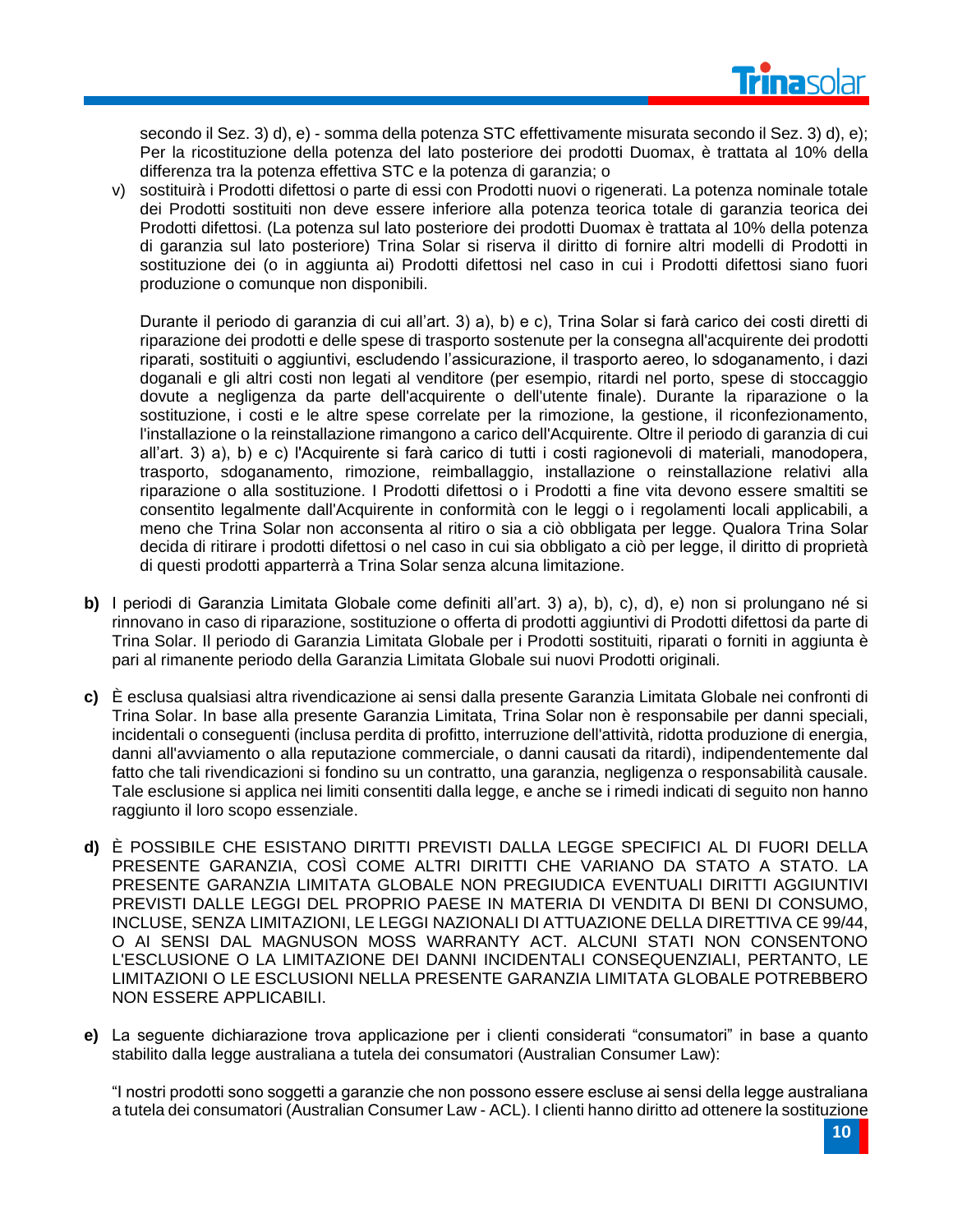secondo il Sez. 3) d), e) - somma della potenza STC effettivamente misurata secondo il Sez. 3) d), e); Per la ricostituzione della potenza del lato posteriore dei prodotti Duomax, è trattata al 10% della differenza tra la potenza effettiva STC e la potenza di garanzia; o

v) sostituirà i Prodotti difettosi o parte di essi con Prodotti nuovi o rigenerati. La potenza nominale totale dei Prodotti sostituiti non deve essere inferiore alla potenza teorica totale di garanzia teorica dei Prodotti difettosi. (La potenza sul lato posteriore dei prodotti Duomax è trattata al 10% della potenza di garanzia sul lato posteriore) Trina Solar si riserva il diritto di fornire altri modelli di Prodotti in sostituzione dei (o in aggiunta ai) Prodotti difettosi nel caso in cui i Prodotti difettosi siano fuori produzione o comunque non disponibili.

Durante il periodo di garanzia di cui all'art. 3) a), b) e c), Trina Solar si farà carico dei costi diretti di riparazione dei prodotti e delle spese di trasporto sostenute per la consegna all'acquirente dei prodotti riparati, sostituiti o aggiuntivi, escludendo l'assicurazione, il trasporto aereo, lo sdoganamento, i dazi doganali e gli altri costi non legati al venditore (per esempio, ritardi nel porto, spese di stoccaggio dovute a negligenza da parte dell'acquirente o dell'utente finale). Durante la riparazione o la sostituzione, i costi e le altre spese correlate per la rimozione, la gestione, il riconfezionamento, l'installazione o la reinstallazione rimangono a carico dell'Acquirente. Oltre il periodo di garanzia di cui all'art. 3) a), b) e c) l'Acquirente si farà carico di tutti i costi ragionevoli di materiali, manodopera, trasporto, sdoganamento, rimozione, reimballaggio, installazione o reinstallazione relativi alla riparazione o alla sostituzione. I Prodotti difettosi o i Prodotti a fine vita devono essere smaltiti se consentito legalmente dall'Acquirente in conformità con le leggi o i regolamenti locali applicabili, a meno che Trina Solar non acconsenta al ritiro o sia a ciò obbligata per legge. Qualora Trina Solar decida di ritirare i prodotti difettosi o nel caso in cui sia obbligato a ciò per legge, il diritto di proprietà di questi prodotti apparterrà a Trina Solar senza alcuna limitazione.

**b)** I periodi di Garanzia Limitata Globale come definiti all'art. 3) a), b), c), d), e) non si prolungano né si rinnovano in caso di riparazione, sostituzione o offerta di prodotti aggiuntivi di Prodotti difettosi da parte di Trina Solar. Il periodo di Garanzia Limitata Globale per i Prodotti sostituiti, riparati o forniti in aggiunta è pari al rimanente periodo della Garanzia Limitata Globale sui nuovi Prodotti originali.

**c)** È esclusa qualsiasi altra rivendicazione ai sensi dalla presente Garanzia Limitata Globale nei confronti di Trina Solar. In base alla presente Garanzia Limitata, Trina Solar non è responsabile per danni speciali, incidentali o conseguenti (inclusa perdita di profitto, interruzione dell'attività, ridotta produzione di energia, danni all'avviamento o alla reputazione commerciale, o danni causati da ritardi), indipendentemente dal fatto che tali rivendicazioni si fondino su un contratto, una garanzia, negligenza o responsabilità causale. Tale esclusione si applica nei limiti consentiti dalla legge, e anche se i rimedi indicati di seguito non hanno raggiunto il loro scopo essenziale.

**d)** È POSSIBILE CHE ESISTANO DIRITTI PREVISTI DALLA LEGGE SPECIFICI AL DI FUORI DELLA PRESENTE GARANZIA, COSÌ COME ALTRI DIRITTI CHE VARIANO DA STATO A STATO. LA PRESENTE GARANZIA LIMITATA GLOBALE NON PREGIUDICA EVENTUALI DIRITTI AGGIUNTIVI PREVISTI DALLE LEGGI DEL PROPRIO PAESE IN MATERIA DI VENDITA DI BENI DI CONSUMO, INCLUSE, SENZA LIMITAZIONI, LE LEGGI NAZIONALI DI ATTUAZIONE DELLA DIRETTIVA CE 99/44, O AI SENSI DAL MAGNUSON MOSS WARRANTY ACT. ALCUNI STATI NON CONSENTONO L'ESCLUSIONE O LA LIMITAZIONE DEI DANNI INCIDENTALI CONSEQUENZIALI, PERTANTO, LE LIMITAZIONI O LE ESCLUSIONI NELLA PRESENTE GARANZIA LIMITATA GLOBALE POTREBBERO NON ESSERE APPLICABILI.

**e)** La seguente dichiarazione trova applicazione per i clienti considerati "consumatori" in base a quanto stabilito dalla legge australiana a tutela dei consumatori (Australian Consumer Law):

"I nostri prodotti sono soggetti a garanzie che non possono essere escluse ai sensi della legge australiana a tutela dei consumatori (Australian Consumer Law - ACL). I clienti hanno diritto ad ottenere la sostituzione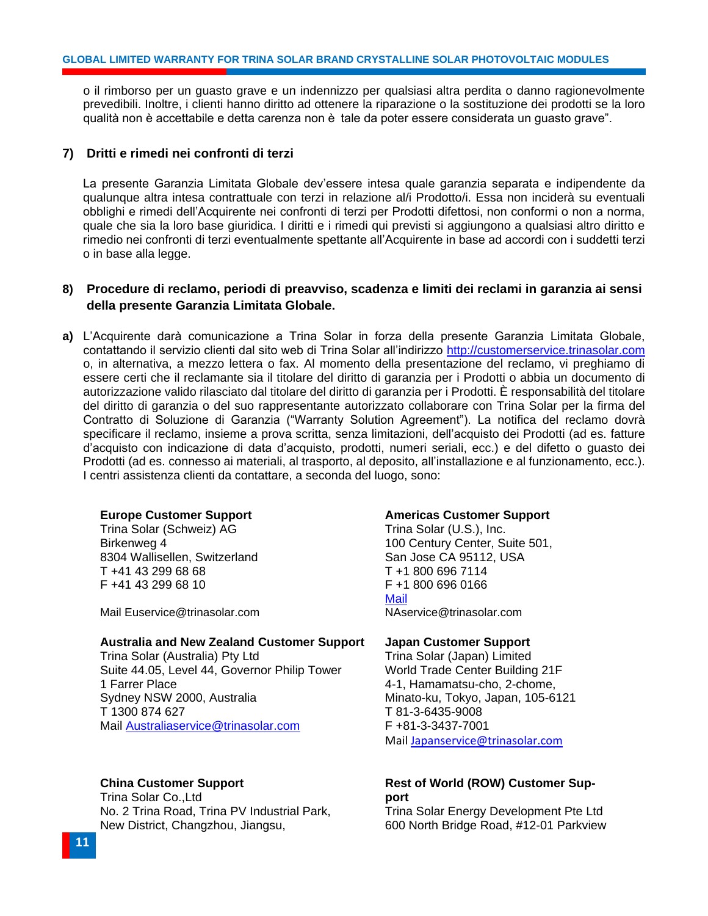o il rimborso per un guasto grave e un indennizzo per qualsiasi altra perdita o danno ragionevolmente prevedibili. Inoltre, i clienti hanno diritto ad ottenere la riparazione o la sostituzione dei prodotti se la loro qualità non è accettabile e detta carenza non è tale da poter essere considerata un guasto grave".

## 7) Dritti e rimedi nei confronti di terzi

La presente Garanzia Limitata Globale dev'essere intesa quale garanzia separata e indipendente da qualunque altra intesa contrattuale con terzi in relazione al/i Prodotto/i. Essa non inciderà su eventuali obblighi e rimedi dell'Acquirente nei confronti di terzi per Prodotti difettosi, non conformi o non a norma, quale che sia la loro base giuridica. I diritti e i rimedi qui previsti si aggiungono a qualsiasi altro diritto e rimedio nei confronti di terzi eventualmente spettante all'Acquirente in base ad accordi con i suddetti terzi o in base alla legge.

## 8) Procedure di reclamo, periodi di preavviso, scadenza e limiti dei reclami in garanzia ai sensi della presente Garanzia Limitata Globale.

**a)** L'Acquirente darà comunicazione a Trina Solar in forza della presente Garanzia Limitata Globale, contattando il servizio clienti dal sito web di Trina Solar all'indirizzo http://customerservice.trinasolar.com o, in alternativa, a mezzo lettera o fax. Al momento della presentazione del reclamo, vi preghiamo di essere certi che il reclamante sia il titolare del diritto di garanzia per i Prodotti o abbia un documento di autorizzazione valido rilasciato dal titolare del diritto di garanzia per i Prodotti. È responsabilità del titolare del diritto di garanzia o del suo rappresentante autorizzato collaborare con Trina Solar per la firma del Contratto di Soluzione di Garanzia ("Warranty Solution Agreement"). La notifica del reclamo dovrà specificare il reclamo, insieme a prova scritta, senza limitazioni, dell'acquisto dei Prodotti (ad es. fatture d'acquisto con indicazione di data d'acquisto, prodotti, numeri seriali, ecc.) e del difetto o guasto dei Prodotti (ad es. connesso ai materiali, al trasporto, al deposito, all'installazione e al funzionamento, ecc.). I centri assistenza clienti da contattare, a seconda del luogo, sono:

**Europe Customer Support**
Trina Solar (Schweiz) AG
Birkenweg 4
8304 Wallisellen, Switzerland
T +41 43 299 68 68
F +41 43 299 68 10

Mail Euservice@trinasolar.com

**Americas Customer Support**
Trina Solar (U.S.), Inc.
100 Century Center, Suite 501,
San Jose CA 95112, USA
T +1 800 696 7114
F +1 800 696 0166
Mail
NAservice@trinasolar.com

**Australia and New Zealand Customer Support**
Trina Solar (Australia) Pty Ltd
Suite 44.05, Level 44, Governor Philip Tower
1 Farrer Place
Sydney NSW 2000, Australia
T 1300 874 627
Mail Australiaservice@trinasolar.com

**Japan Customer Support**
Trina Solar (Japan) Limited
World Trade Center Building 21F
4-1, Hamamatsu-cho, 2-chome,
Minato-ku, Tokyo, Japan, 105-6121
T 81-3-6435-9008
F +81-3-3437-7001
Mail Japanservice@trinasolar.com

**China Customer Support**
Trina Solar Co.,Ltd
No. 2 Trina Road, Trina PV Industrial Park,
New District, Changzhou, Jiangsu,

**Rest of World (ROW) Customer Support**
Trina Solar Energy Development Pte Ltd
600 North Bridge Road, #12-01 Parkview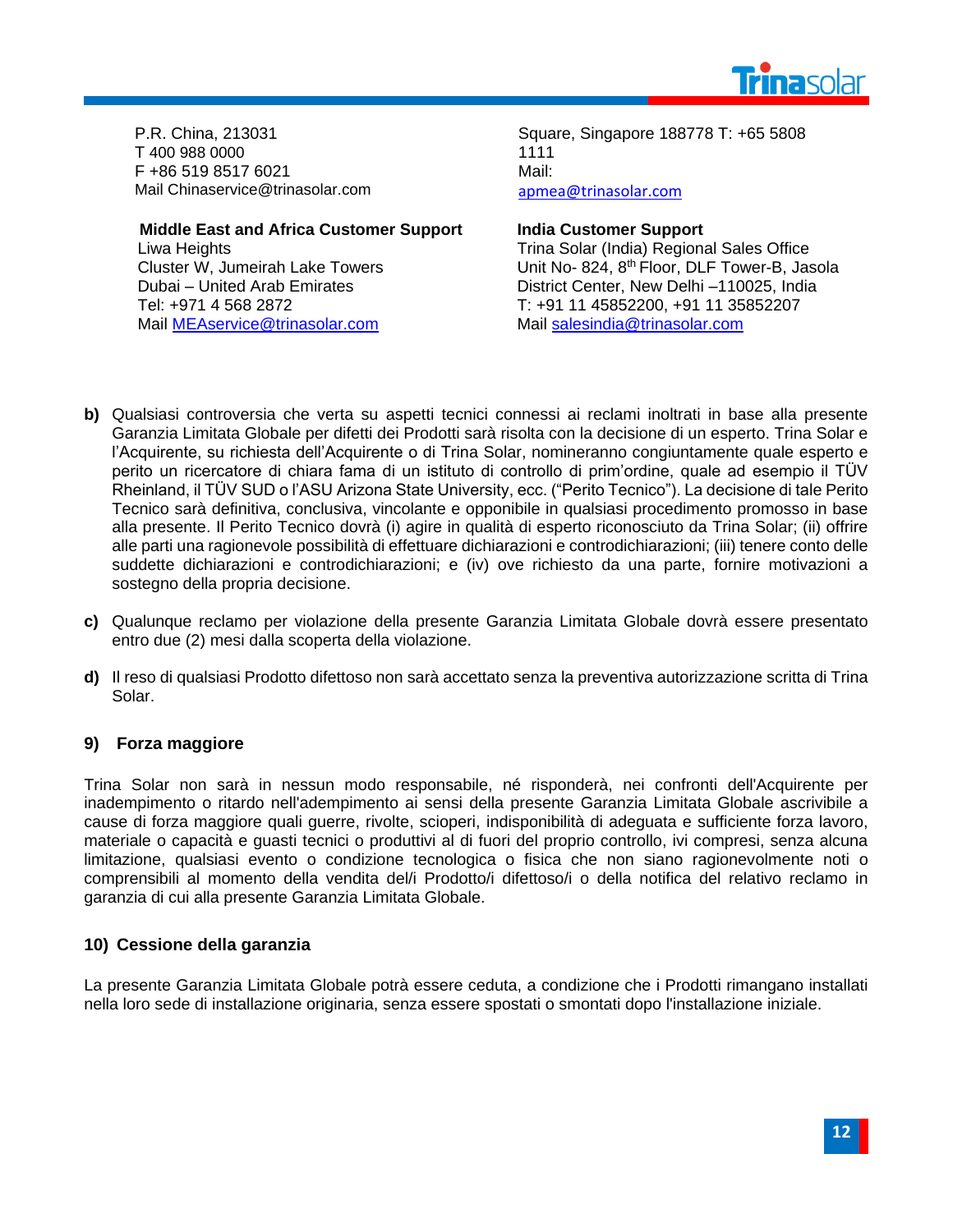P.R. China, 213031
T 400 988 0000
F +86 519 8517 6021
Mail Chinaservice@trinasolar.com

Square, Singapore 188778 T: +65 5808 1111
Mail: apmea@trinasolar.com

**Middle East and Africa Customer Support**
Liwa Heights
Cluster W, Jumeirah Lake Towers
Dubai – United Arab Emirates
Tel: +971 4 568 2872
Mail MEAservice@trinasolar.com

**India Customer Support**
Trina Solar (India) Regional Sales Office
Unit No- 824, 8th Floor, DLF Tower-B, Jasola District Center, New Delhi –110025, India
T: +91 11 45852200, +91 11 35852207
Mail salesindia@trinasolar.com

**b)** Qualsiasi controversia che verta su aspetti tecnici connessi ai reclami inoltrati in base alla presente Garanzia Limitata Globale per difetti dei Prodotti sarà risolta con la decisione di un esperto. Trina Solar e l'Acquirente, su richiesta dell'Acquirente o di Trina Solar, nomineranno congiuntamente quale esperto e perito un ricercatore di chiara fama di un istituto di controllo di prim'ordine, quale ad esempio il TÜV Rheinland, il TÜV SUD o l'ASU Arizona State University, ecc. ("Perito Tecnico"). La decisione di tale Perito Tecnico sarà definitiva, conclusiva, vincolante e opponibile in qualsiasi procedimento promosso in base alla presente. Il Perito Tecnico dovrà (i) agire in qualità di esperto riconosciuto da Trina Solar; (ii) offrire alle parti una ragionevole possibilità di effettuare dichiarazioni e controdichiarazioni; (iii) tenere conto delle suddette dichiarazioni e controdichiarazioni; e (iv) ove richiesto da una parte, fornire motivazioni a sostegno della propria decisione.

**c)** Qualunque reclamo per violazione della presente Garanzia Limitata Globale dovrà essere presentato entro due (2) mesi dalla scoperta della violazione.

**d)** Il reso di qualsiasi Prodotto difettoso non sarà accettato senza la preventiva autorizzazione scritta di Trina Solar.

## 9) Forza maggiore

Trina Solar non sarà in nessun modo responsabile, né risponderà, nei confronti dell'Acquirente per inadempimento o ritardo nell'adempimento ai sensi della presente Garanzia Limitata Globale ascrivibile a cause di forza maggiore quali guerre, rivolte, scioperi, indisponibilità di adeguata e sufficiente forza lavoro, materiale o capacità e guasti tecnici o produttivi al di fuori del proprio controllo, ivi compresi, senza alcuna limitazione, qualsiasi evento o condizione tecnologica o fisica che non siano ragionevolmente noti o comprensibili al momento della vendita del/i Prodotto/i difettoso/i o della notifica del relativo reclamo in garanzia di cui alla presente Garanzia Limitata Globale.

## 10) Cessione della garanzia

La presente Garanzia Limitata Globale potrà essere ceduta, a condizione che i Prodotti rimangano installati nella loro sede di installazione originaria, senza essere spostati o smontati dopo l'installazione iniziale.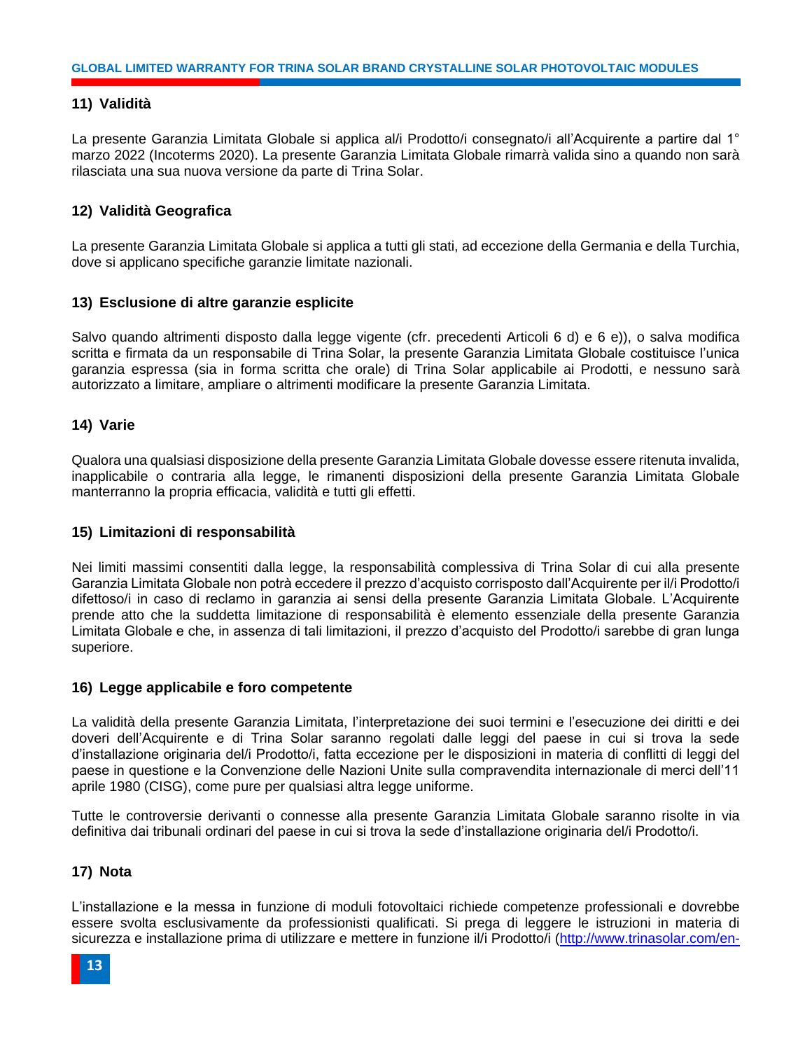## 11) Validità

La presente Garanzia Limitata Globale si applica al/i Prodotto/i consegnato/i all'Acquirente a partire dal 1° marzo 2022 (Incoterms 2020). La presente Garanzia Limitata Globale rimarrà valida sino a quando non sarà rilasciata una sua nuova versione da parte di Trina Solar.

## 12) Validità Geografica

La presente Garanzia Limitata Globale si applica a tutti gli stati, ad eccezione della Germania e della Turchia, dove si applicano specifiche garanzie limitate nazionali.

## 13) Esclusione di altre garanzie esplicite

Salvo quando altrimenti disposto dalla legge vigente (cfr. precedenti Articoli 6 d) e 6 e)), o salva modifica scritta e firmata da un responsabile di Trina Solar, la presente Garanzia Limitata Globale costituisce l'unica garanzia espressa (sia in forma scritta che orale) di Trina Solar applicabile ai Prodotti, e nessuno sarà autorizzato a limitare, ampliare o altrimenti modificare la presente Garanzia Limitata.

## 14) Varie

Qualora una qualsiasi disposizione della presente Garanzia Limitata Globale dovesse essere ritenuta invalida, inapplicabile o contraria alla legge, le rimanenti disposizioni della presente Garanzia Limitata Globale manterranno la propria efficacia, validità e tutti gli effetti.

## 15) Limitazioni di responsabilità

Nei limiti massimi consentiti dalla legge, la responsabilità complessiva di Trina Solar di cui alla presente Garanzia Limitata Globale non potrà eccedere il prezzo d'acquisto corrisposto dall'Acquirente per il/i Prodotto/i difettoso/i in caso di reclamo in garanzia ai sensi della presente Garanzia Limitata Globale. L'Acquirente prende atto che la suddetta limitazione di responsabilità è elemento essenziale della presente Garanzia Limitata Globale e che, in assenza di tali limitazioni, il prezzo d'acquisto del Prodotto/i sarebbe di gran lunga superiore.

## 16) Legge applicabile e foro competente

La validità della presente Garanzia Limitata, l'interpretazione dei suoi termini e l'esecuzione dei diritti e dei doveri dell'Acquirente e di Trina Solar saranno regolati dalle leggi del paese in cui si trova la sede d'installazione originaria del/i Prodotto/i, fatta eccezione per le disposizioni in materia di conflitti di leggi del paese in questione e la Convenzione delle Nazioni Unite sulla compravendita internazionale di merci dell'11 aprile 1980 (CISG), come pure per qualsiasi altra legge uniforme.

Tutte le controversie derivanti o connesse alla presente Garanzia Limitata Globale saranno risolte in via definitiva dai tribunali ordinari del paese in cui si trova la sede d'installazione originaria del/i Prodotto/i.

## 17) Nota

L'installazione e la messa in funzione di moduli fotovoltaici richiede competenze professionali e dovrebbe essere svolta esclusivamente da professionisti qualificati. Si prega di leggere le istruzioni in materia di sicurezza e installazione prima di utilizzare e mettere in funzione il/i Prodotto/i (http://www.trinasolar.com/en-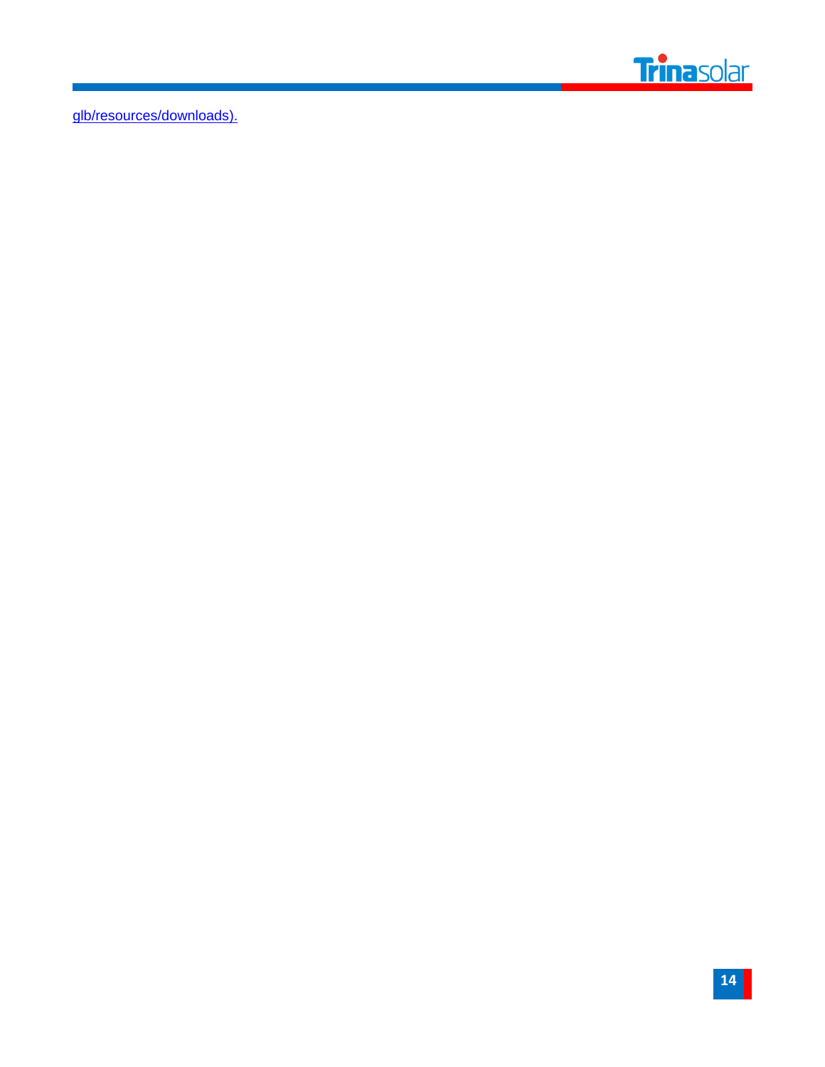glb/resources/downloads).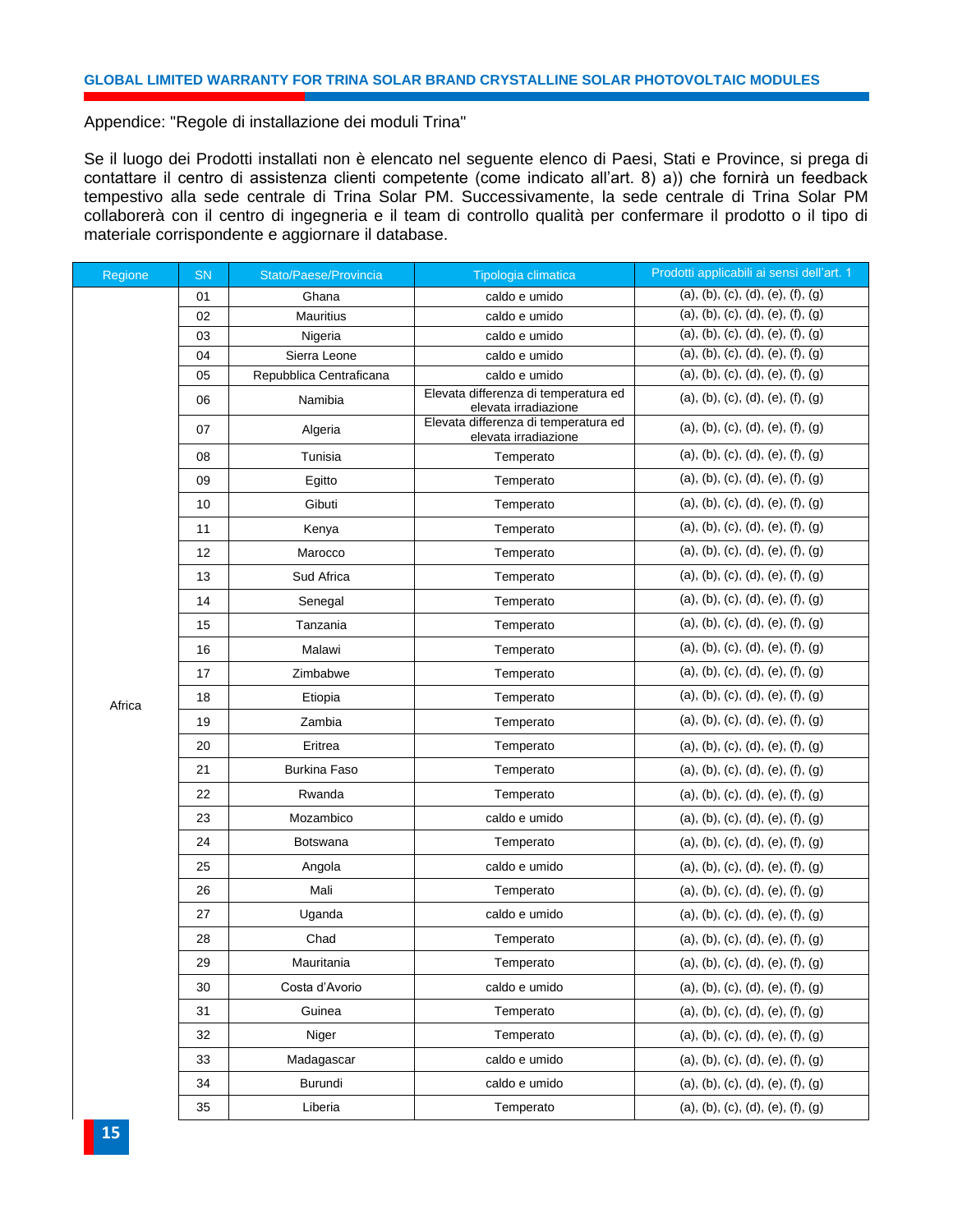Appendice: "Regole di installazione dei moduli Trina"

Se il luogo dei Prodotti installati non è elencato nel seguente elenco di Paesi, Stati e Province, si prega di contattare il centro di assistenza clienti competente (come indicato all'art. 8) a)) che fornirà un feedback tempestivo alla sede centrale di Trina Solar PM. Successivamente, la sede centrale di Trina Solar PM collaborerà con il centro di ingegneria e il team di controllo qualità per confermare il prodotto o il tipo di materiale corrispondente e aggiornare il database.

| Regione | SN | Stato/Paese/Provincia | Tipologia climatica | Prodotti applicabili ai sensi dell'art. 1 |
|---|---|---|---|---|
| Africa | 01 | Ghana | caldo e umido | (a), (b), (c), (d), (e), (f), (g) |
| | 02 | Mauritius | caldo e umido | (a), (b), (c), (d), (e), (f), (g) |
| | 03 | Nigeria | caldo e umido | (a), (b), (c), (d), (e), (f), (g) |
| | 04 | Sierra Leone | caldo e umido | (a), (b), (c), (d), (e), (f), (g) |
| | 05 | Repubblica Centraficana | caldo e umido | (a), (b), (c), (d), (e), (f), (g) |
| | 06 | Namibia | Elevata differenza di temperatura ed elevata irradiazione | (a), (b), (c), (d), (e), (f), (g) |
| | 07 | Algeria | Elevata differenza di temperatura ed elevata irradiazione | (a), (b), (c), (d), (e), (f), (g) |
| | 08 | Tunisia | Temperato | (a), (b), (c), (d), (e), (f), (g) |
| | 09 | Egitto | Temperato | (a), (b), (c), (d), (e), (f), (g) |
| | 10 | Gibuti | Temperato | (a), (b), (c), (d), (e), (f), (g) |
| | 11 | Kenya | Temperato | (a), (b), (c), (d), (e), (f), (g) |
| | 12 | Marocco | Temperato | (a), (b), (c), (d), (e), (f), (g) |
| | 13 | Sud Africa | Temperato | (a), (b), (c), (d), (e), (f), (g) |
| | 14 | Senegal | Temperato | (a), (b), (c), (d), (e), (f), (g) |
| | 15 | Tanzania | Temperato | (a), (b), (c), (d), (e), (f), (g) |
| | 16 | Malawi | Temperato | (a), (b), (c), (d), (e), (f), (g) |
| | 17 | Zimbabwe | Temperato | (a), (b), (c), (d), (e), (f), (g) |
| | 18 | Etiopia | Temperato | (a), (b), (c), (d), (e), (f), (g) |
| | 19 | Zambia | Temperato | (a), (b), (c), (d), (e), (f), (g) |
| | 20 | Eritrea | Temperato | (a), (b), (c), (d), (e), (f), (g) |
| | 21 | Burkina Faso | Temperato | (a), (b), (c), (d), (e), (f), (g) |
| | 22 | Rwanda | Temperato | (a), (b), (c), (d), (e), (f), (g) |
| | 23 | Mozambico | caldo e umido | (a), (b), (c), (d), (e), (f), (g) |
| | 24 | Botswana | Temperato | (a), (b), (c), (d), (e), (f), (g) |
| | 25 | Angola | caldo e umido | (a), (b), (c), (d), (e), (f), (g) |
| | 26 | Mali | Temperato | (a), (b), (c), (d), (e), (f), (g) |
| | 27 | Uganda | caldo e umido | (a), (b), (c), (d), (e), (f), (g) |
| | 28 | Chad | Temperato | (a), (b), (c), (d), (e), (f), (g) |
| | 29 | Mauritania | Temperato | (a), (b), (c), (d), (e), (f), (g) |
| | 30 | Costa d'Avorio | caldo e umido | (a), (b), (c), (d), (e), (f), (g) |
| | 31 | Guinea | Temperato | (a), (b), (c), (d), (e), (f), (g) |
| | 32 | Niger | Temperato | (a), (b), (c), (d), (e), (f), (g) |
| | 33 | Madagascar | caldo e umido | (a), (b), (c), (d), (e), (f), (g) |
| | 34 | Burundi | caldo e umido | (a), (b), (c), (d), (e), (f), (g) |
| | 35 | Liberia | Temperato | (a), (b), (c), (d), (e), (f), (g) |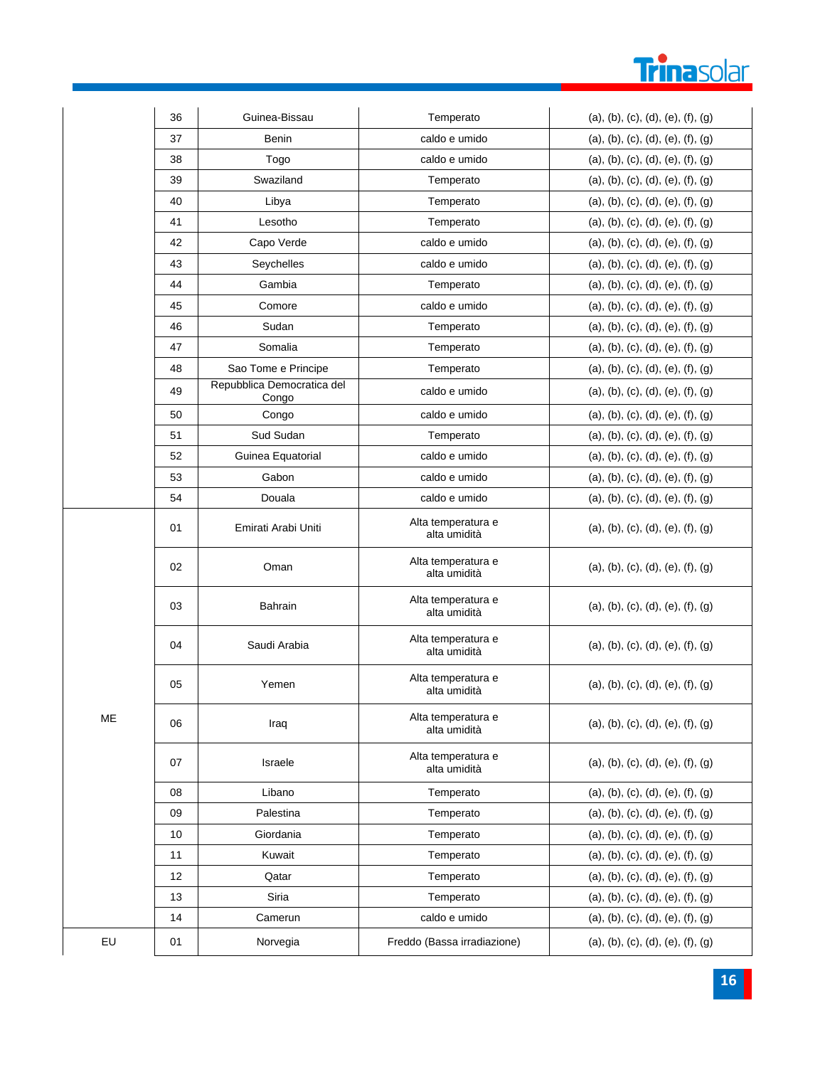| | | | | |
|---|---|---|---|---|
| | 36 | Guinea-Bissau | Temperato | (a), (b), (c), (d), (e), (f), (g) |
| | 37 | Benin | caldo e umido | (a), (b), (c), (d), (e), (f), (g) |
| | 38 | Togo | caldo e umido | (a), (b), (c), (d), (e), (f), (g) |
| | 39 | Swaziland | Temperato | (a), (b), (c), (d), (e), (f), (g) |
| | 40 | Libya | Temperato | (a), (b), (c), (d), (e), (f), (g) |
| | 41 | Lesotho | Temperato | (a), (b), (c), (d), (e), (f), (g) |
| | 42 | Capo Verde | caldo e umido | (a), (b), (c), (d), (e), (f), (g) |
| | 43 | Seychelles | caldo e umido | (a), (b), (c), (d), (e), (f), (g) |
| | 44 | Gambia | Temperato | (a), (b), (c), (d), (e), (f), (g) |
| | 45 | Comore | caldo e umido | (a), (b), (c), (d), (e), (f), (g) |
| | 46 | Sudan | Temperato | (a), (b), (c), (d), (e), (f), (g) |
| | 47 | Somalia | Temperato | (a), (b), (c), (d), (e), (f), (g) |
| | 48 | Sao Tome e Principe | Temperato | (a), (b), (c), (d), (e), (f), (g) |
| | 49 | Repubblica Democratica del Congo | caldo e umido | (a), (b), (c), (d), (e), (f), (g) |
| | 50 | Congo | caldo e umido | (a), (b), (c), (d), (e), (f), (g) |
| | 51 | Sud Sudan | Temperato | (a), (b), (c), (d), (e), (f), (g) |
| | 52 | Guinea Equatorial | caldo e umido | (a), (b), (c), (d), (e), (f), (g) |
| | 53 | Gabon | caldo e umido | (a), (b), (c), (d), (e), (f), (g) |
| | 54 | Douala | caldo e umido | (a), (b), (c), (d), (e), (f), (g) |
| ME | 01 | Emirati Arabi Uniti | Alta temperatura e alta umidità | (a), (b), (c), (d), (e), (f), (g) |
| | 02 | Oman | Alta temperatura e alta umidità | (a), (b), (c), (d), (e), (f), (g) |
| | 03 | Bahrain | Alta temperatura e alta umidità | (a), (b), (c), (d), (e), (f), (g) |
| | 04 | Saudi Arabia | Alta temperatura e alta umidità | (a), (b), (c), (d), (e), (f), (g) |
| | 05 | Yemen | Alta temperatura e alta umidità | (a), (b), (c), (d), (e), (f), (g) |
| | 06 | Iraq | Alta temperatura e alta umidità | (a), (b), (c), (d), (e), (f), (g) |
| | 07 | Israele | Alta temperatura e alta umidità | (a), (b), (c), (d), (e), (f), (g) |
| | 08 | Libano | Temperato | (a), (b), (c), (d), (e), (f), (g) |
| | 09 | Palestina | Temperato | (a), (b), (c), (d), (e), (f), (g) |
| | 10 | Giordania | Temperato | (a), (b), (c), (d), (e), (f), (g) |
| | 11 | Kuwait | Temperato | (a), (b), (c), (d), (e), (f), (g) |
| | 12 | Qatar | Temperato | (a), (b), (c), (d), (e), (f), (g) |
| | 13 | Siria | Temperato | (a), (b), (c), (d), (e), (f), (g) |
| | 14 | Camerun | caldo e umido | (a), (b), (c), (d), (e), (f), (g) |
| EU | 01 | Norvegia | Freddo (Bassa irradiazione) | (a), (b), (c), (d), (e), (f), (g) |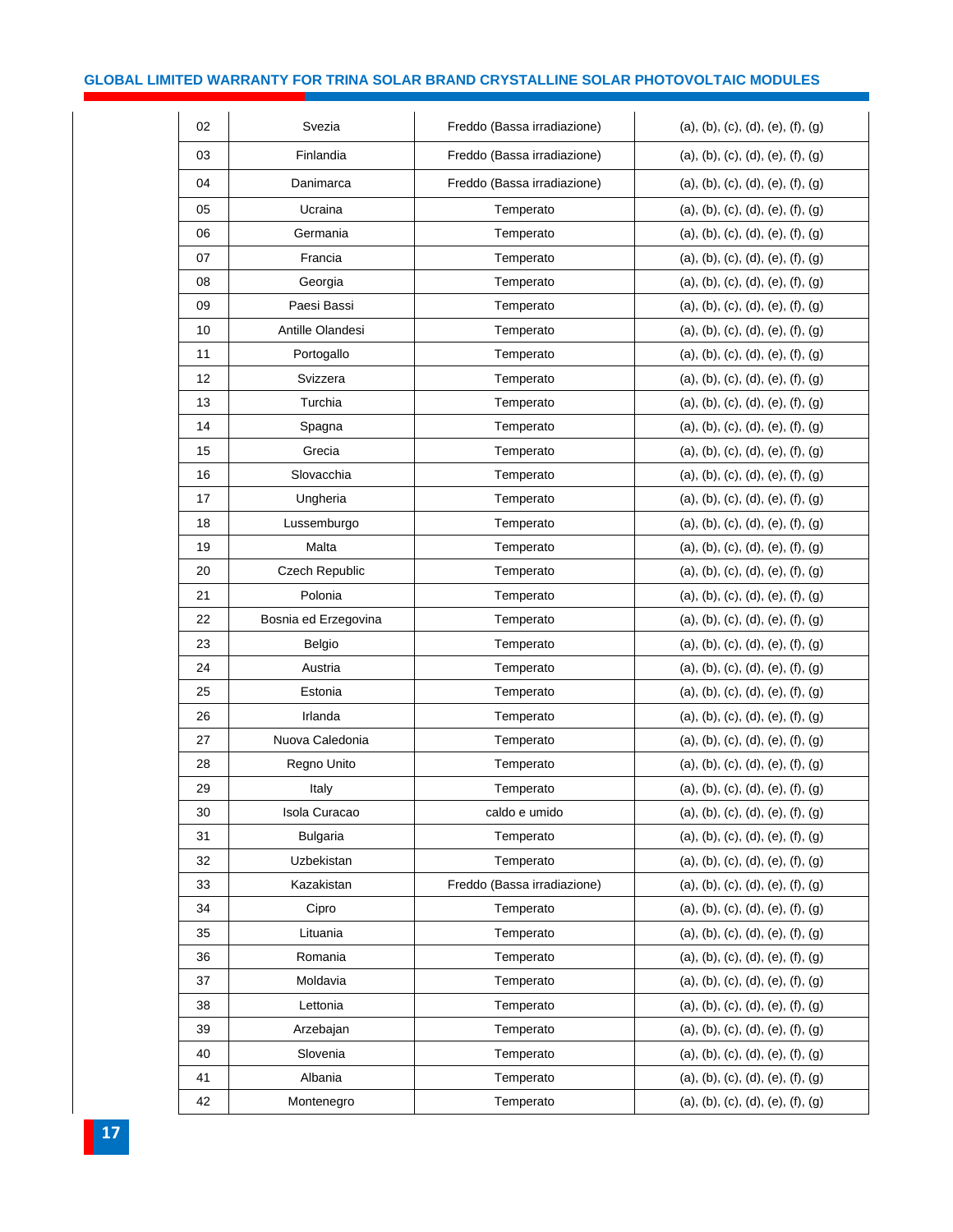| 02 | Svezia | Freddo (Bassa irradiazione) | (a), (b), (c), (d), (e), (f), (g) |
|---|---|---|---|
| 03 | Finlandia | Freddo (Bassa irradiazione) | (a), (b), (c), (d), (e), (f), (g) |
| 04 | Danimarca | Freddo (Bassa irradiazione) | (a), (b), (c), (d), (e), (f), (g) |
| 05 | Ucraina | Temperato | (a), (b), (c), (d), (e), (f), (g) |
| 06 | Germania | Temperato | (a), (b), (c), (d), (e), (f), (g) |
| 07 | Francia | Temperato | (a), (b), (c), (d), (e), (f), (g) |
| 08 | Georgia | Temperato | (a), (b), (c), (d), (e), (f), (g) |
| 09 | Paesi Bassi | Temperato | (a), (b), (c), (d), (e), (f), (g) |
| 10 | Antille Olandesi | Temperato | (a), (b), (c), (d), (e), (f), (g) |
| 11 | Portogallo | Temperato | (a), (b), (c), (d), (e), (f), (g) |
| 12 | Svizzera | Temperato | (a), (b), (c), (d), (e), (f), (g) |
| 13 | Turchia | Temperato | (a), (b), (c), (d), (e), (f), (g) |
| 14 | Spagna | Temperato | (a), (b), (c), (d), (e), (f), (g) |
| 15 | Grecia | Temperato | (a), (b), (c), (d), (e), (f), (g) |
| 16 | Slovacchia | Temperato | (a), (b), (c), (d), (e), (f), (g) |
| 17 | Ungheria | Temperato | (a), (b), (c), (d), (e), (f), (g) |
| 18 | Lussemburgo | Temperato | (a), (b), (c), (d), (e), (f), (g) |
| 19 | Malta | Temperato | (a), (b), (c), (d), (e), (f), (g) |
| 20 | Czech Republic | Temperato | (a), (b), (c), (d), (e), (f), (g) |
| 21 | Polonia | Temperato | (a), (b), (c), (d), (e), (f), (g) |
| 22 | Bosnia ed Erzegovina | Temperato | (a), (b), (c), (d), (e), (f), (g) |
| 23 | Belgio | Temperato | (a), (b), (c), (d), (e), (f), (g) |
| 24 | Austria | Temperato | (a), (b), (c), (d), (e), (f), (g) |
| 25 | Estonia | Temperato | (a), (b), (c), (d), (e), (f), (g) |
| 26 | Irlanda | Temperato | (a), (b), (c), (d), (e), (f), (g) |
| 27 | Nuova Caledonia | Temperato | (a), (b), (c), (d), (e), (f), (g) |
| 28 | Regno Unito | Temperato | (a), (b), (c), (d), (e), (f), (g) |
| 29 | Italy | Temperato | (a), (b), (c), (d), (e), (f), (g) |
| 30 | Isola Curacao | caldo e umido | (a), (b), (c), (d), (e), (f), (g) |
| 31 | Bulgaria | Temperato | (a), (b), (c), (d), (e), (f), (g) |
| 32 | Uzbekistan | Temperato | (a), (b), (c), (d), (e), (f), (g) |
| 33 | Kazakistan | Freddo (Bassa irradiazione) | (a), (b), (c), (d), (e), (f), (g) |
| 34 | Cipro | Temperato | (a), (b), (c), (d), (e), (f), (g) |
| 35 | Lituania | Temperato | (a), (b), (c), (d), (e), (f), (g) |
| 36 | Romania | Temperato | (a), (b), (c), (d), (e), (f), (g) |
| 37 | Moldavia | Temperato | (a), (b), (c), (d), (e), (f), (g) |
| 38 | Lettonia | Temperato | (a), (b), (c), (d), (e), (f), (g) |
| 39 | Arzebajan | Temperato | (a), (b), (c), (d), (e), (f), (g) |
| 40 | Slovenia | Temperato | (a), (b), (c), (d), (e), (f), (g) |
| 41 | Albania | Temperato | (a), (b), (c), (d), (e), (f), (g) |
| 42 | Montenegro | Temperato | (a), (b), (c), (d), (e), (f), (g) |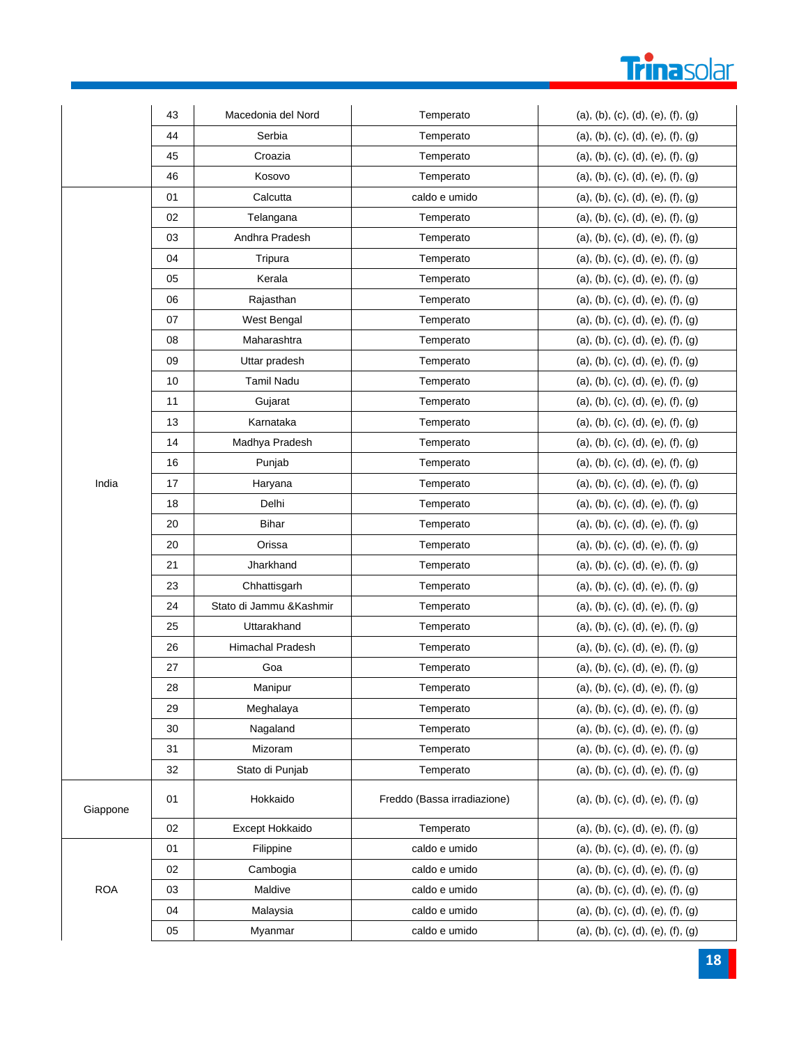| | | | | |
|---|---|---|---|---|
| | 43 | Macedonia del Nord | Temperato | (a), (b), (c), (d), (e), (f), (g) |
| | 44 | Serbia | Temperato | (a), (b), (c), (d), (e), (f), (g) |
| | 45 | Croazia | Temperato | (a), (b), (c), (d), (e), (f), (g) |
| | 46 | Kosovo | Temperato | (a), (b), (c), (d), (e), (f), (g) |
| India | 01 | Calcutta | caldo e umido | (a), (b), (c), (d), (e), (f), (g) |
| | 02 | Telangana | Temperato | (a), (b), (c), (d), (e), (f), (g) |
| | 03 | Andhra Pradesh | Temperato | (a), (b), (c), (d), (e), (f), (g) |
| | 04 | Tripura | Temperato | (a), (b), (c), (d), (e), (f), (g) |
| | 05 | Kerala | Temperato | (a), (b), (c), (d), (e), (f), (g) |
| | 06 | Rajasthan | Temperato | (a), (b), (c), (d), (e), (f), (g) |
| | 07 | West Bengal | Temperato | (a), (b), (c), (d), (e), (f), (g) |
| | 08 | Maharashtra | Temperato | (a), (b), (c), (d), (e), (f), (g) |
| | 09 | Uttar pradesh | Temperato | (a), (b), (c), (d), (e), (f), (g) |
| | 10 | Tamil Nadu | Temperato | (a), (b), (c), (d), (e), (f), (g) |
| | 11 | Gujarat | Temperato | (a), (b), (c), (d), (e), (f), (g) |
| | 13 | Karnataka | Temperato | (a), (b), (c), (d), (e), (f), (g) |
| | 14 | Madhya Pradesh | Temperato | (a), (b), (c), (d), (e), (f), (g) |
| | 16 | Punjab | Temperato | (a), (b), (c), (d), (e), (f), (g) |
| | 17 | Haryana | Temperato | (a), (b), (c), (d), (e), (f), (g) |
| | 18 | Delhi | Temperato | (a), (b), (c), (d), (e), (f), (g) |
| | 20 | Bihar | Temperato | (a), (b), (c), (d), (e), (f), (g) |
| | 20 | Orissa | Temperato | (a), (b), (c), (d), (e), (f), (g) |
| | 21 | Jharkhand | Temperato | (a), (b), (c), (d), (e), (f), (g) |
| | 23 | Chhattisgarh | Temperato | (a), (b), (c), (d), (e), (f), (g) |
| | 24 | Stato di Jammu &Kashmir | Temperato | (a), (b), (c), (d), (e), (f), (g) |
| | 25 | Uttarakhand | Temperato | (a), (b), (c), (d), (e), (f), (g) |
| | 26 | Himachal Pradesh | Temperato | (a), (b), (c), (d), (e), (f), (g) |
| | 27 | Goa | Temperato | (a), (b), (c), (d), (e), (f), (g) |
| | 28 | Manipur | Temperato | (a), (b), (c), (d), (e), (f), (g) |
| | 29 | Meghalaya | Temperato | (a), (b), (c), (d), (e), (f), (g) |
| | 30 | Nagaland | Temperato | (a), (b), (c), (d), (e), (f), (g) |
| | 31 | Mizoram | Temperato | (a), (b), (c), (d), (e), (f), (g) |
| | 32 | Stato di Punjab | Temperato | (a), (b), (c), (d), (e), (f), (g) |
| Giappone | 01 | Hokkaido | Freddo (Bassa irradiazione) | (a), (b), (c), (d), (e), (f), (g) |
| | 02 | Except Hokkaido | Temperato | (a), (b), (c), (d), (e), (f), (g) |
| ROA | 01 | Filippine | caldo e umido | (a), (b), (c), (d), (e), (f), (g) |
| | 02 | Cambogia | caldo e umido | (a), (b), (c), (d), (e), (f), (g) |
| | 03 | Maldive | caldo e umido | (a), (b), (c), (d), (e), (f), (g) |
| | 04 | Malaysia | caldo e umido | (a), (b), (c), (d), (e), (f), (g) |
| | 05 | Myanmar | caldo e umido | (a), (b), (c), (d), (e), (f), (g) |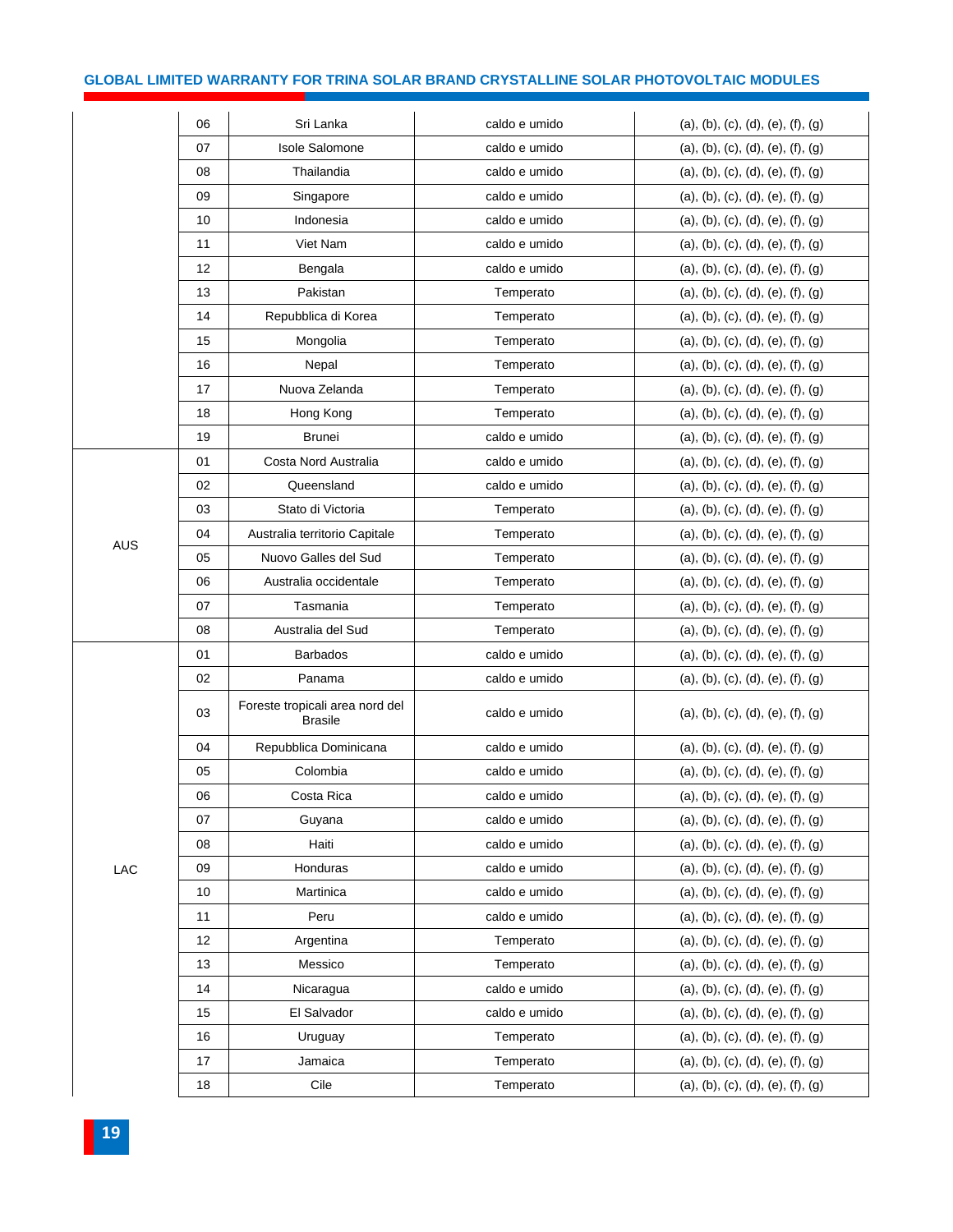| | | | | |
|---|---|---|---|---|
| | 06 | Sri Lanka | caldo e umido | (a), (b), (c), (d), (e), (f), (g) |
| | 07 | Isole Salomone | caldo e umido | (a), (b), (c), (d), (e), (f), (g) |
| | 08 | Thailandia | caldo e umido | (a), (b), (c), (d), (e), (f), (g) |
| | 09 | Singapore | caldo e umido | (a), (b), (c), (d), (e), (f), (g) |
| | 10 | Indonesia | caldo e umido | (a), (b), (c), (d), (e), (f), (g) |
| | 11 | Viet Nam | caldo e umido | (a), (b), (c), (d), (e), (f), (g) |
| | 12 | Bengala | caldo e umido | (a), (b), (c), (d), (e), (f), (g) |
| | 13 | Pakistan | Temperato | (a), (b), (c), (d), (e), (f), (g) |
| | 14 | Repubblica di Korea | Temperato | (a), (b), (c), (d), (e), (f), (g) |
| | 15 | Mongolia | Temperato | (a), (b), (c), (d), (e), (f), (g) |
| | 16 | Nepal | Temperato | (a), (b), (c), (d), (e), (f), (g) |
| | 17 | Nuova Zelanda | Temperato | (a), (b), (c), (d), (e), (f), (g) |
| | 18 | Hong Kong | Temperato | (a), (b), (c), (d), (e), (f), (g) |
| | 19 | Brunei | caldo e umido | (a), (b), (c), (d), (e), (f), (g) |
| AUS | 01 | Costa Nord Australia | caldo e umido | (a), (b), (c), (d), (e), (f), (g) |
| | 02 | Queensland | caldo e umido | (a), (b), (c), (d), (e), (f), (g) |
| | 03 | Stato di Victoria | Temperato | (a), (b), (c), (d), (e), (f), (g) |
| | 04 | Australia territorio Capitale | Temperato | (a), (b), (c), (d), (e), (f), (g) |
| | 05 | Nuovo Galles del Sud | Temperato | (a), (b), (c), (d), (e), (f), (g) |
| | 06 | Australia occidentale | Temperato | (a), (b), (c), (d), (e), (f), (g) |
| | 07 | Tasmania | Temperato | (a), (b), (c), (d), (e), (f), (g) |
| | 08 | Australia del Sud | Temperato | (a), (b), (c), (d), (e), (f), (g) |
| LAC | 01 | Barbados | caldo e umido | (a), (b), (c), (d), (e), (f), (g) |
| | 02 | Panama | caldo e umido | (a), (b), (c), (d), (e), (f), (g) |
| | 03 | Foreste tropicali area nord del Brasile | caldo e umido | (a), (b), (c), (d), (e), (f), (g) |
| | 04 | Repubblica Dominicana | caldo e umido | (a), (b), (c), (d), (e), (f), (g) |
| | 05 | Colombia | caldo e umido | (a), (b), (c), (d), (e), (f), (g) |
| | 06 | Costa Rica | caldo e umido | (a), (b), (c), (d), (e), (f), (g) |
| | 07 | Guyana | caldo e umido | (a), (b), (c), (d), (e), (f), (g) |
| | 08 | Haiti | caldo e umido | (a), (b), (c), (d), (e), (f), (g) |
| | 09 | Honduras | caldo e umido | (a), (b), (c), (d), (e), (f), (g) |
| | 10 | Martinica | caldo e umido | (a), (b), (c), (d), (e), (f), (g) |
| | 11 | Peru | caldo e umido | (a), (b), (c), (d), (e), (f), (g) |
| | 12 | Argentina | Temperato | (a), (b), (c), (d), (e), (f), (g) |
| | 13 | Messico | Temperato | (a), (b), (c), (d), (e), (f), (g) |
| | 14 | Nicaragua | caldo e umido | (a), (b), (c), (d), (e), (f), (g) |
| | 15 | El Salvador | caldo e umido | (a), (b), (c), (d), (e), (f), (g) |
| | 16 | Uruguay | Temperato | (a), (b), (c), (d), (e), (f), (g) |
| | 17 | Jamaica | Temperato | (a), (b), (c), (d), (e), (f), (g) |
| | 18 | Cile | Temperato | (a), (b), (c), (d), (e), (f), (g) |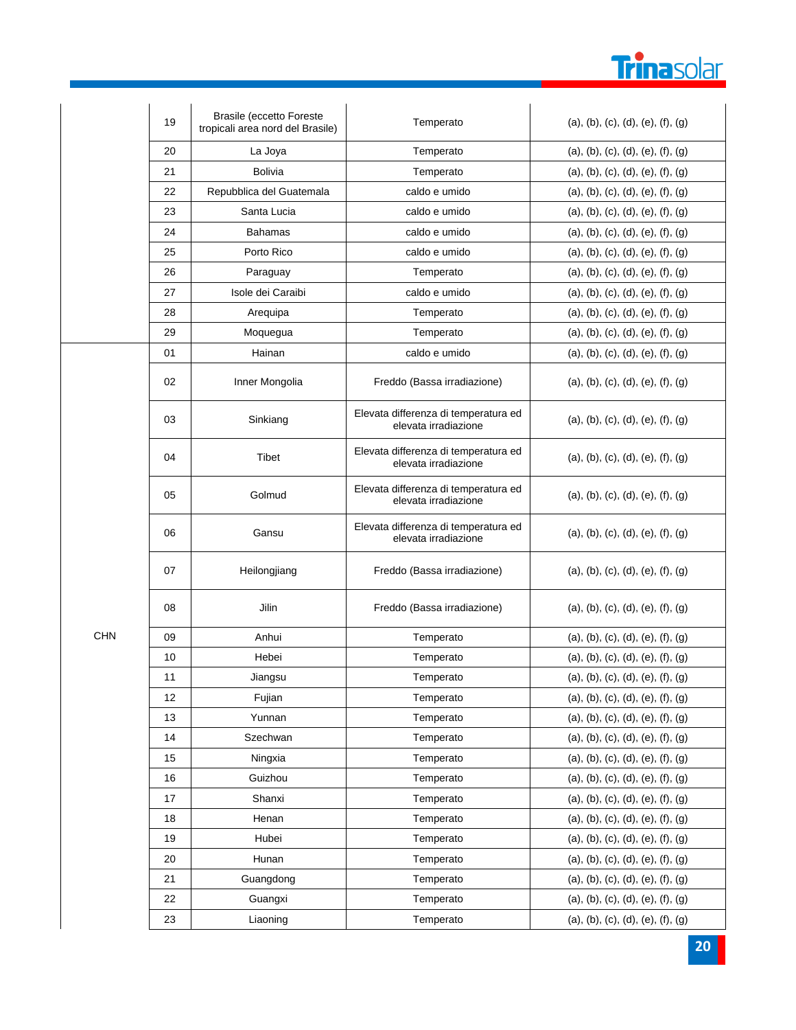| | | | | |
|---|---|---|---|---|
| | 19 | Brasile (eccetto Foreste tropicali area nord del Brasile) | Temperato | (a), (b), (c), (d), (e), (f), (g) |
| | 20 | La Joya | Temperato | (a), (b), (c), (d), (e), (f), (g) |
| | 21 | Bolivia | Temperato | (a), (b), (c), (d), (e), (f), (g) |
| | 22 | Repubblica del Guatemala | caldo e umido | (a), (b), (c), (d), (e), (f), (g) |
| | 23 | Santa Lucia | caldo e umido | (a), (b), (c), (d), (e), (f), (g) |
| | 24 | Bahamas | caldo e umido | (a), (b), (c), (d), (e), (f), (g) |
| | 25 | Porto Rico | caldo e umido | (a), (b), (c), (d), (e), (f), (g) |
| | 26 | Paraguay | Temperato | (a), (b), (c), (d), (e), (f), (g) |
| | 27 | Isole dei Caraibi | caldo e umido | (a), (b), (c), (d), (e), (f), (g) |
| | 28 | Arequipa | Temperato | (a), (b), (c), (d), (e), (f), (g) |
| | 29 | Moquegua | Temperato | (a), (b), (c), (d), (e), (f), (g) |
| CHN | 01 | Hainan | caldo e umido | (a), (b), (c), (d), (e), (f), (g) |
| | 02 | Inner Mongolia | Freddo (Bassa irradiazione) | (a), (b), (c), (d), (e), (f), (g) |
| | 03 | Sinkiang | Elevata differenza di temperatura ed elevata irradiazione | (a), (b), (c), (d), (e), (f), (g) |
| | 04 | Tibet | Elevata differenza di temperatura ed elevata irradiazione | (a), (b), (c), (d), (e), (f), (g) |
| | 05 | Golmud | Elevata differenza di temperatura ed elevata irradiazione | (a), (b), (c), (d), (e), (f), (g) |
| | 06 | Gansu | Elevata differenza di temperatura ed elevata irradiazione | (a), (b), (c), (d), (e), (f), (g) |
| | 07 | Heilongjiang | Freddo (Bassa irradiazione) | (a), (b), (c), (d), (e), (f), (g) |
| | 08 | Jilin | Freddo (Bassa irradiazione) | (a), (b), (c), (d), (e), (f), (g) |
| | 09 | Anhui | Temperato | (a), (b), (c), (d), (e), (f), (g) |
| | 10 | Hebei | Temperato | (a), (b), (c), (d), (e), (f), (g) |
| | 11 | Jiangsu | Temperato | (a), (b), (c), (d), (e), (f), (g) |
| | 12 | Fujian | Temperato | (a), (b), (c), (d), (e), (f), (g) |
| | 13 | Yunnan | Temperato | (a), (b), (c), (d), (e), (f), (g) |
| | 14 | Szechwan | Temperato | (a), (b), (c), (d), (e), (f), (g) |
| | 15 | Ningxia | Temperato | (a), (b), (c), (d), (e), (f), (g) |
| | 16 | Guizhou | Temperato | (a), (b), (c), (d), (e), (f), (g) |
| | 17 | Shanxi | Temperato | (a), (b), (c), (d), (e), (f), (g) |
| | 18 | Henan | Temperato | (a), (b), (c), (d), (e), (f), (g) |
| | 19 | Hubei | Temperato | (a), (b), (c), (d), (e), (f), (g) |
| | 20 | Hunan | Temperato | (a), (b), (c), (d), (e), (f), (g) |
| | 21 | Guangdong | Temperato | (a), (b), (c), (d), (e), (f), (g) |
| | 22 | Guangxi | Temperato | (a), (b), (c), (d), (e), (f), (g) |
| | 23 | Liaoning | Temperato | (a), (b), (c), (d), (e), (f), (g) |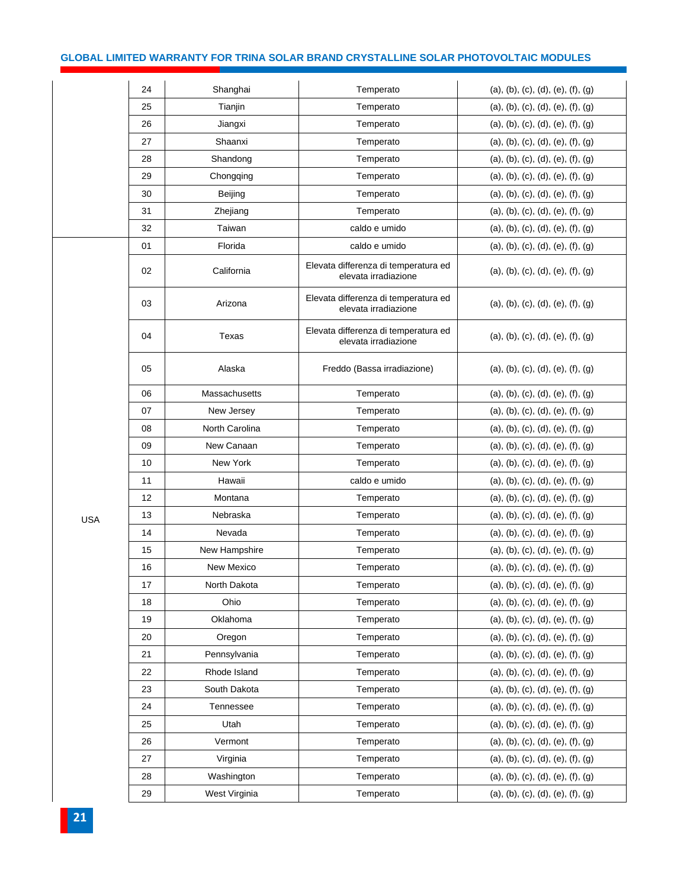| | | | | |
|---|---|---|---|---|
| | 24 | Shanghai | Temperato | (a), (b), (c), (d), (e), (f), (g) |
| | 25 | Tianjin | Temperato | (a), (b), (c), (d), (e), (f), (g) |
| | 26 | Jiangxi | Temperato | (a), (b), (c), (d), (e), (f), (g) |
| | 27 | Shaanxi | Temperato | (a), (b), (c), (d), (e), (f), (g) |
| | 28 | Shandong | Temperato | (a), (b), (c), (d), (e), (f), (g) |
| | 29 | Chongqing | Temperato | (a), (b), (c), (d), (e), (f), (g) |
| | 30 | Beijing | Temperato | (a), (b), (c), (d), (e), (f), (g) |
| | 31 | Zhejiang | Temperato | (a), (b), (c), (d), (e), (f), (g) |
| | 32 | Taiwan | caldo e umido | (a), (b), (c), (d), (e), (f), (g) |
| USA | 01 | Florida | caldo e umido | (a), (b), (c), (d), (e), (f), (g) |
| | 02 | California | Elevata differenza di temperatura ed elevata irradiazione | (a), (b), (c), (d), (e), (f), (g) |
| | 03 | Arizona | Elevata differenza di temperatura ed elevata irradiazione | (a), (b), (c), (d), (e), (f), (g) |
| | 04 | Texas | Elevata differenza di temperatura ed elevata irradiazione | (a), (b), (c), (d), (e), (f), (g) |
| | 05 | Alaska | Freddo (Bassa irradiazione) | (a), (b), (c), (d), (e), (f), (g) |
| | 06 | Massachusetts | Temperato | (a), (b), (c), (d), (e), (f), (g) |
| | 07 | New Jersey | Temperato | (a), (b), (c), (d), (e), (f), (g) |
| | 08 | North Carolina | Temperato | (a), (b), (c), (d), (e), (f), (g) |
| | 09 | New Canaan | Temperato | (a), (b), (c), (d), (e), (f), (g) |
| | 10 | New York | Temperato | (a), (b), (c), (d), (e), (f), (g) |
| | 11 | Hawaii | caldo e umido | (a), (b), (c), (d), (e), (f), (g) |
| | 12 | Montana | Temperato | (a), (b), (c), (d), (e), (f), (g) |
| | 13 | Nebraska | Temperato | (a), (b), (c), (d), (e), (f), (g) |
| | 14 | Nevada | Temperato | (a), (b), (c), (d), (e), (f), (g) |
| | 15 | New Hampshire | Temperato | (a), (b), (c), (d), (e), (f), (g) |
| | 16 | New Mexico | Temperato | (a), (b), (c), (d), (e), (f), (g) |
| | 17 | North Dakota | Temperato | (a), (b), (c), (d), (e), (f), (g) |
| | 18 | Ohio | Temperato | (a), (b), (c), (d), (e), (f), (g) |
| | 19 | Oklahoma | Temperato | (a), (b), (c), (d), (e), (f), (g) |
| | 20 | Oregon | Temperato | (a), (b), (c), (d), (e), (f), (g) |
| | 21 | Pennsylvania | Temperato | (a), (b), (c), (d), (e), (f), (g) |
| | 22 | Rhode Island | Temperato | (a), (b), (c), (d), (e), (f), (g) |
| | 23 | South Dakota | Temperato | (a), (b), (c), (d), (e), (f), (g) |
| | 24 | Tennessee | Temperato | (a), (b), (c), (d), (e), (f), (g) |
| | 25 | Utah | Temperato | (a), (b), (c), (d), (e), (f), (g) |
| | 26 | Vermont | Temperato | (a), (b), (c), (d), (e), (f), (g) |
| | 27 | Virginia | Temperato | (a), (b), (c), (d), (e), (f), (g) |
| | 28 | Washington | Temperato | (a), (b), (c), (d), (e), (f), (g) |
| | 29 | West Virginia | Temperato | (a), (b), (c), (d), (e), (f), (g) |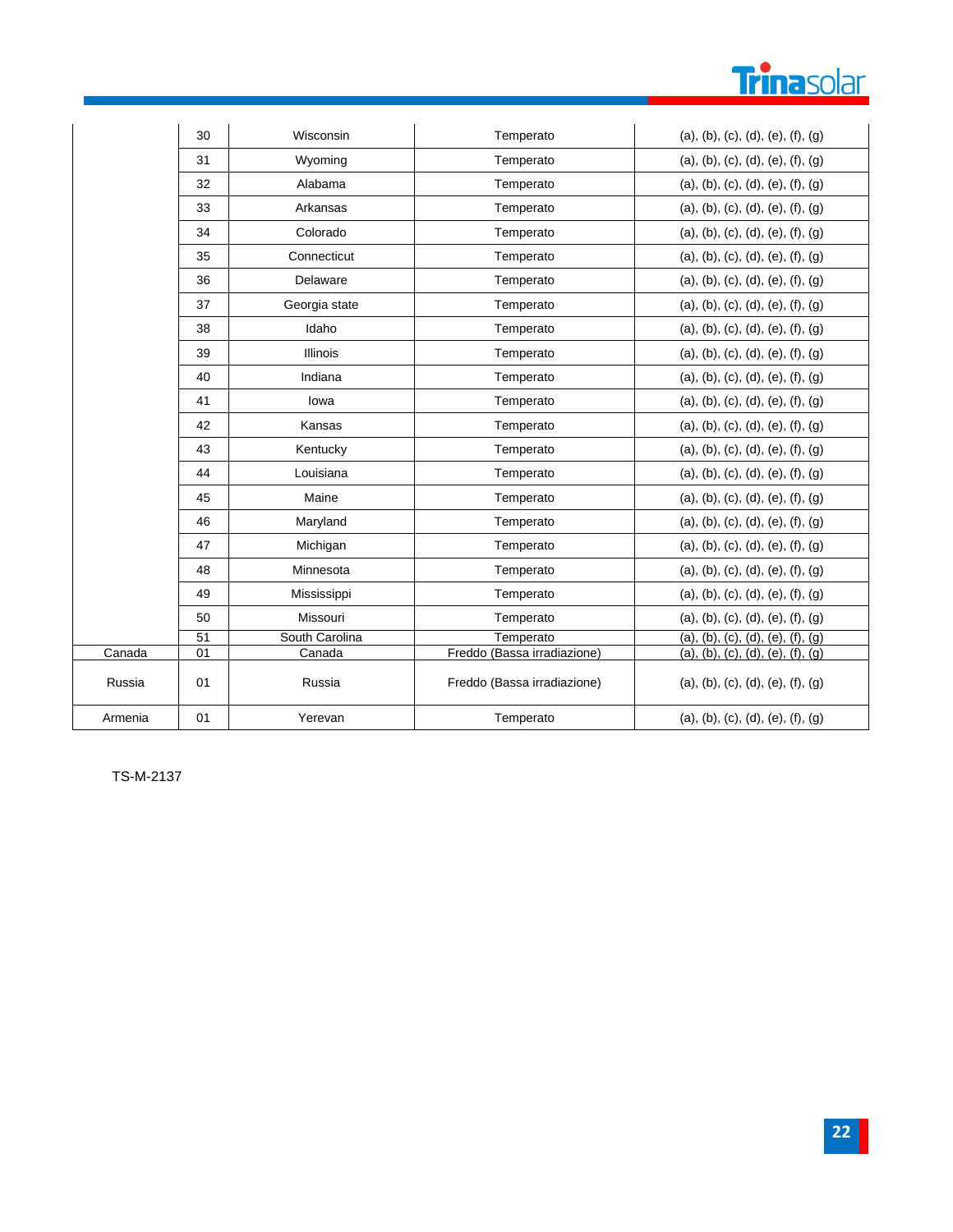| | | | | |
|---|---|---|---|---|
| | 30 | Wisconsin | Temperato | (a), (b), (c), (d), (e), (f), (g) |
| | 31 | Wyoming | Temperato | (a), (b), (c), (d), (e), (f), (g) |
| | 32 | Alabama | Temperato | (a), (b), (c), (d), (e), (f), (g) |
| | 33 | Arkansas | Temperato | (a), (b), (c), (d), (e), (f), (g) |
| | 34 | Colorado | Temperato | (a), (b), (c), (d), (e), (f), (g) |
| | 35 | Connecticut | Temperato | (a), (b), (c), (d), (e), (f), (g) |
| | 36 | Delaware | Temperato | (a), (b), (c), (d), (e), (f), (g) |
| | 37 | Georgia state | Temperato | (a), (b), (c), (d), (e), (f), (g) |
| | 38 | Idaho | Temperato | (a), (b), (c), (d), (e), (f), (g) |
| | 39 | Illinois | Temperato | (a), (b), (c), (d), (e), (f), (g) |
| | 40 | Indiana | Temperato | (a), (b), (c), (d), (e), (f), (g) |
| | 41 | Iowa | Temperato | (a), (b), (c), (d), (e), (f), (g) |
| | 42 | Kansas | Temperato | (a), (b), (c), (d), (e), (f), (g) |
| | 43 | Kentucky | Temperato | (a), (b), (c), (d), (e), (f), (g) |
| | 44 | Louisiana | Temperato | (a), (b), (c), (d), (e), (f), (g) |
| | 45 | Maine | Temperato | (a), (b), (c), (d), (e), (f), (g) |
| | 46 | Maryland | Temperato | (a), (b), (c), (d), (e), (f), (g) |
| | 47 | Michigan | Temperato | (a), (b), (c), (d), (e), (f), (g) |
| | 48 | Minnesota | Temperato | (a), (b), (c), (d), (e), (f), (g) |
| | 49 | Mississippi | Temperato | (a), (b), (c), (d), (e), (f), (g) |
| | 50 | Missouri | Temperato | (a), (b), (c), (d), (e), (f), (g) |
| | 51 | South Carolina | Temperato | (a), (b), (c), (d), (e), (f), (g) |
| Canada | 01 | Canada | Freddo (Bassa irradiazione) | (a), (b), (c), (d), (e), (f), (g) |
| Russia | 01 | Russia | Freddo (Bassa irradiazione) | (a), (b), (c), (d), (e), (f), (g) |
| Armenia | 01 | Yerevan | Temperato | (a), (b), (c), (d), (e), (f), (g) |

TS-M-2137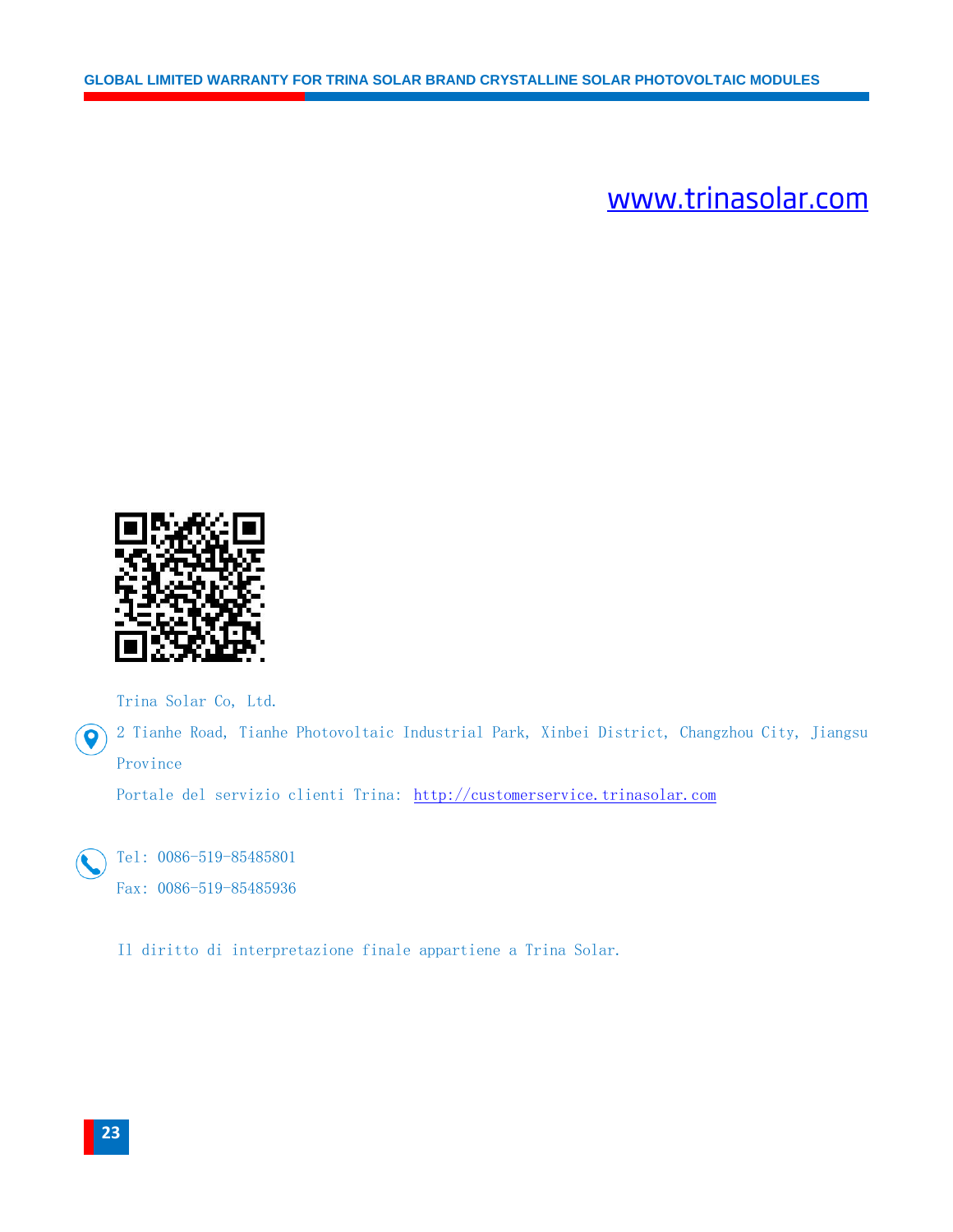www.trinasolar.com

Trina Solar Co, Ltd.

2 Tianhe Road, Tianhe Photovoltaic Industrial Park, Xinbei District, Changzhou City, Jiangsu Province

Portale del servizio clienti Trina: http://customerservice.trinasolar.com

Tel: 0086-519-85485801

Fax: 0086-519-85485936

Il diritto di interpretazione finale appartiene a Trina Solar.